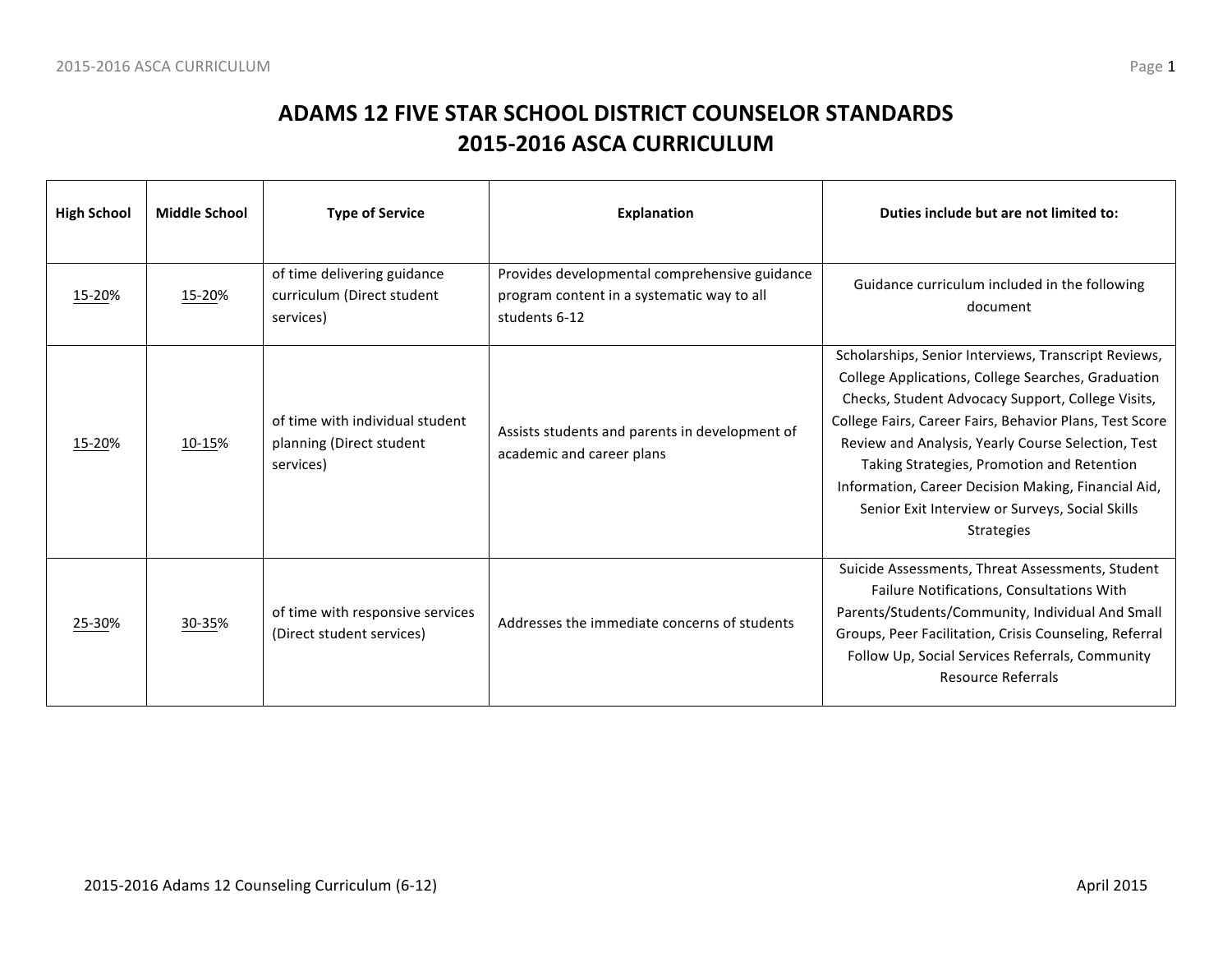# ADAMS 12 FIVE STAR SCHOOL DISTRICT COUNSELOR STANDARDS
# 2015-2016 ASCA CURRICULUM

| High School | Middle School | Type of Service | Explanation | Duties include but are not limited to: |
|---|---|---|---|---|
| 15-20% | 15-20% | of time delivering guidance curriculum (Direct student services) | Provides developmental comprehensive guidance program content in a systematic way to all students 6-12 | Guidance curriculum included in the following document |
| 15-20% | 10-15% | of time with individual student planning (Direct student services) | Assists students and parents in development of academic and career plans | Scholarships, Senior Interviews, Transcript Reviews, College Applications, College Searches, Graduation Checks, Student Advocacy Support, College Visits, College Fairs, Career Fairs, Behavior Plans, Test Score Review and Analysis, Yearly Course Selection, Test Taking Strategies, Promotion and Retention Information, Career Decision Making, Financial Aid, Senior Exit Interview or Surveys, Social Skills Strategies |
| 25-30% | 30-35% | of time with responsive services (Direct student services) | Addresses the immediate concerns of students | Suicide Assessments, Threat Assessments, Student Failure Notifications, Consultations With Parents/Students/Community, Individual And Small Groups, Peer Facilitation, Crisis Counseling, Referral Follow Up, Social Services Referrals, Community Resource Referrals |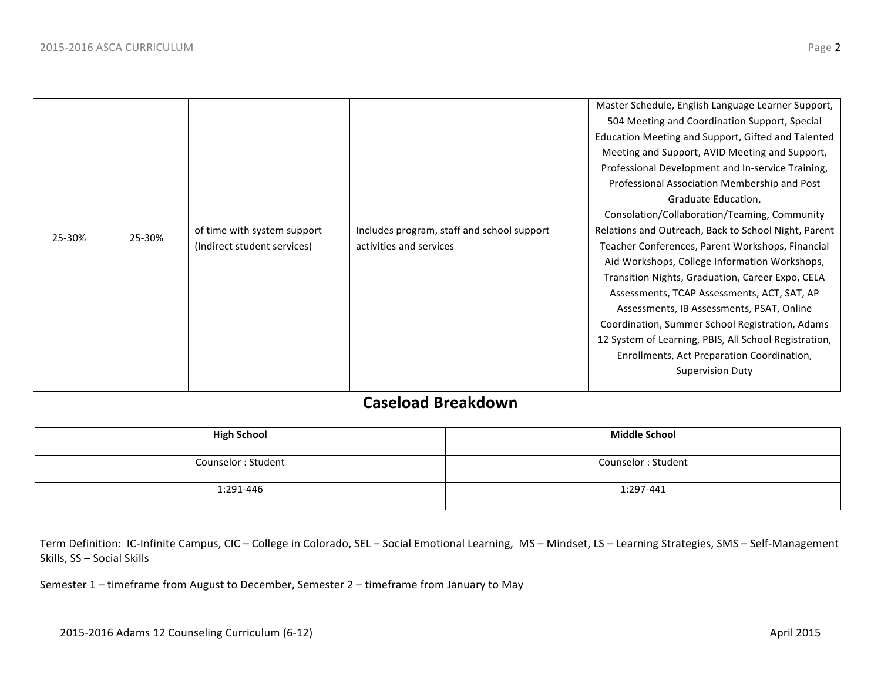| | | | | |
|---|---|---|---|---|
| 25-30% | 25-30% | of time with system support (Indirect student services) | Includes program, staff and school support activities and services | Master Schedule, English Language Learner Support, 504 Meeting and Coordination Support, Special Education Meeting and Support, Gifted and Talented Meeting and Support, AVID Meeting and Support, Professional Development and In-service Training, Professional Association Membership and Post Graduate Education, Consolation/Collaboration/Teaming, Community Relations and Outreach, Back to School Night, Parent Teacher Conferences, Parent Workshops, Financial Aid Workshops, College Information Workshops, Transition Nights, Graduation, Career Expo, CELA Assessments, TCAP Assessments, ACT, SAT, AP Assessments, IB Assessments, PSAT, Online Coordination, Summer School Registration, Adams 12 System of Learning, PBIS, All School Registration, Enrollments, Act Preparation Coordination, Supervision Duty |

## Caseload Breakdown

| High School | Middle School |
|---|---|
| Counselor : Student | Counselor : Student |
| 1:291-446 | 1:297-441 |

Term Definition: IC-Infinite Campus, CIC – College in Colorado, SEL – Social Emotional Learning, MS – Mindset, LS – Learning Strategies, SMS – Self-Management Skills, SS – Social Skills

Semester 1 – timeframe from August to December, Semester 2 – timeframe from January to May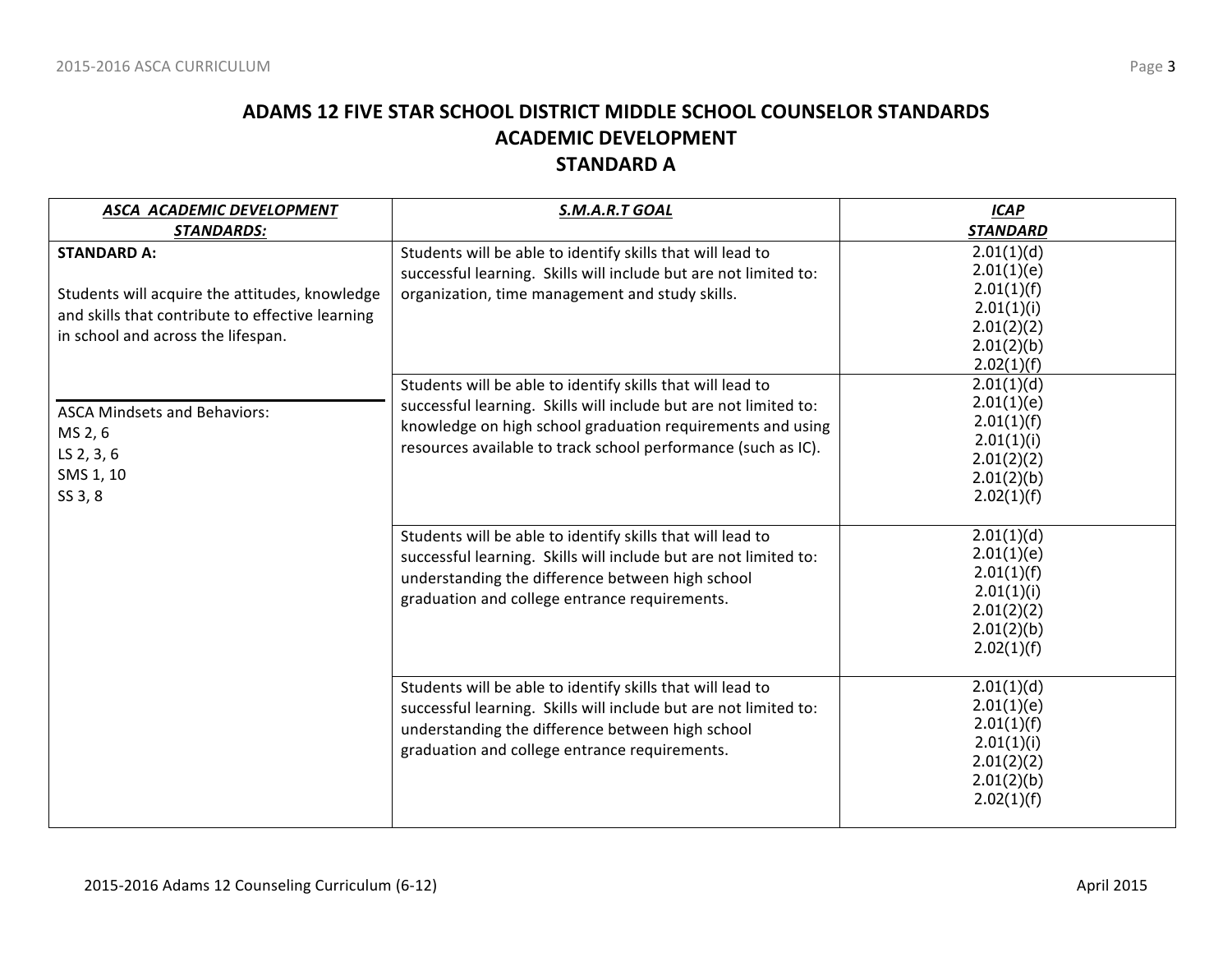# ADAMS 12 FIVE STAR SCHOOL DISTRICT MIDDLE SCHOOL COUNSELOR STANDARDS
## ACADEMIC DEVELOPMENT
## STANDARD A

| ***ASCA ACADEMIC DEVELOPMENT STANDARDS:*** | ***S.M.A.R.T GOAL*** | ***ICAP STANDARD*** |
|---|---|---|
| **STANDARD A:**<br><br>Students will acquire the attitudes, knowledge and skills that contribute to effective learning in school and across the lifespan.<br><br>ASCA Mindsets and Behaviors:<br>MS 2, 6<br>LS 2, 3, 6<br>SMS 1, 10<br>SS 3, 8 | Students will be able to identify skills that will lead to successful learning. Skills will include but are not limited to: organization, time management and study skills. | 2.01(1)(d)<br>2.01(1)(e)<br>2.01(1)(f)<br>2.01(1)(i)<br>2.01(2)(2)<br>2.01(2)(b)<br>2.02(1)(f) |
| | Students will be able to identify skills that will lead to successful learning. Skills will include but are not limited to: knowledge on high school graduation requirements and using resources available to track school performance (such as IC). | 2.01(1)(d)<br>2.01(1)(e)<br>2.01(1)(f)<br>2.01(1)(i)<br>2.01(2)(2)<br>2.01(2)(b)<br>2.02(1)(f) |
| | Students will be able to identify skills that will lead to successful learning. Skills will include but are not limited to: understanding the difference between high school graduation and college entrance requirements. | 2.01(1)(d)<br>2.01(1)(e)<br>2.01(1)(f)<br>2.01(1)(i)<br>2.01(2)(2)<br>2.01(2)(b)<br>2.02(1)(f) |
| | Students will be able to identify skills that will lead to successful learning. Skills will include but are not limited to: understanding the difference between high school graduation and college entrance requirements. | 2.01(1)(d)<br>2.01(1)(e)<br>2.01(1)(f)<br>2.01(1)(i)<br>2.01(2)(2)<br>2.01(2)(b)<br>2.02(1)(f) |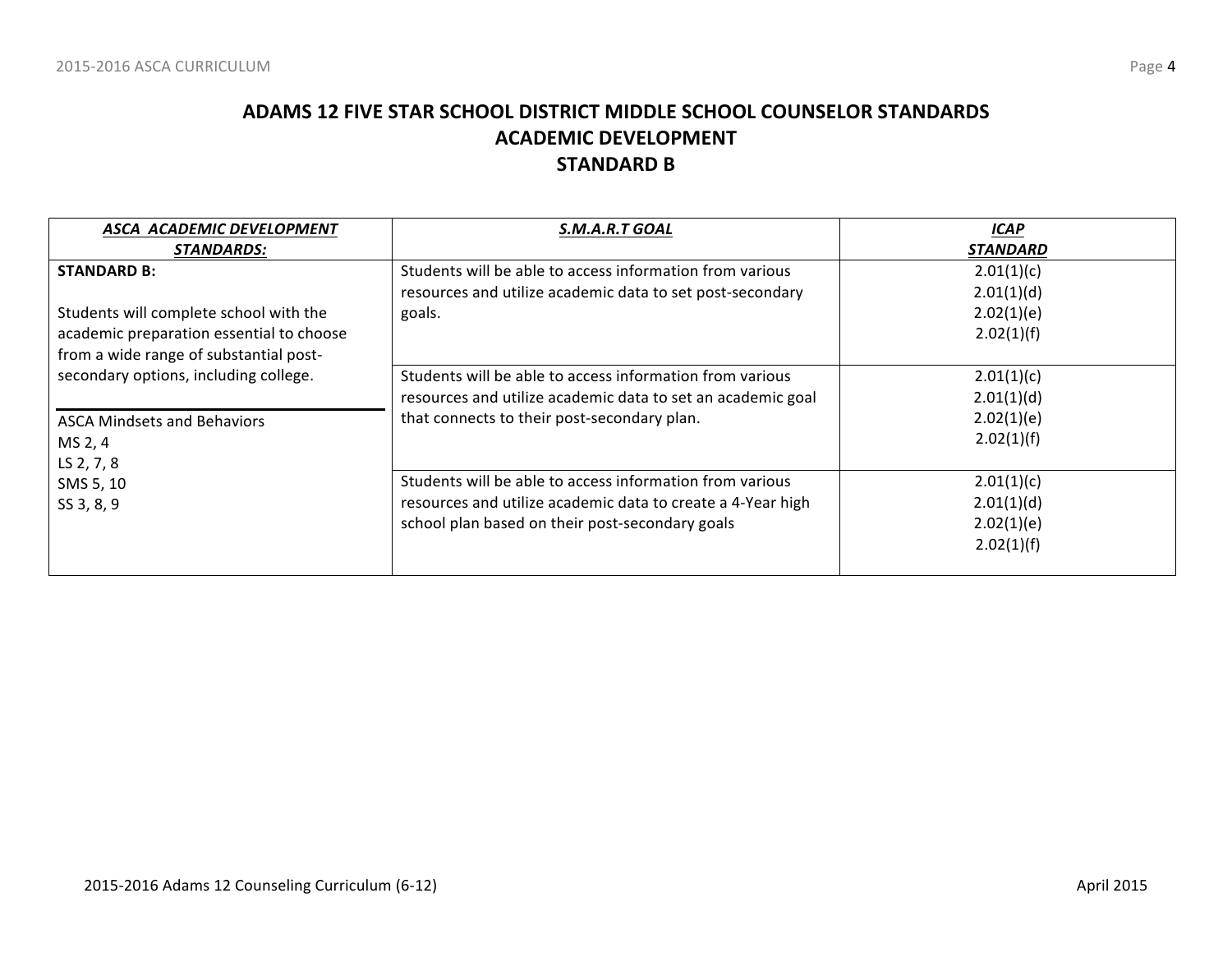# ADAMS 12 FIVE STAR SCHOOL DISTRICT MIDDLE SCHOOL COUNSELOR STANDARDS
## ACADEMIC DEVELOPMENT
## STANDARD B

| ***ASCA ACADEMIC DEVELOPMENT STANDARDS:*** | ***S.M.A.R.T GOAL*** | ***ICAP STANDARD*** |
|---|---|---|
| **STANDARD B:**<br><br>Students will complete school with the academic preparation essential to choose from a wide range of substantial post-secondary options, including college.<br><br>ASCA Mindsets and Behaviors<br>MS 2, 4<br>LS 2, 7, 8<br>SMS 5, 10<br>SS 3, 8, 9 | Students will be able to access information from various resources and utilize academic data to set post-secondary goals. | 2.01(1)(c)<br>2.01(1)(d)<br>2.02(1)(e)<br>2.02(1)(f) |
| | Students will be able to access information from various resources and utilize academic data to set an academic goal that connects to their post-secondary plan. | 2.01(1)(c)<br>2.01(1)(d)<br>2.02(1)(e)<br>2.02(1)(f) |
| | Students will be able to access information from various resources and utilize academic data to create a 4-Year high school plan based on their post-secondary goals | 2.01(1)(c)<br>2.01(1)(d)<br>2.02(1)(e)<br>2.02(1)(f) |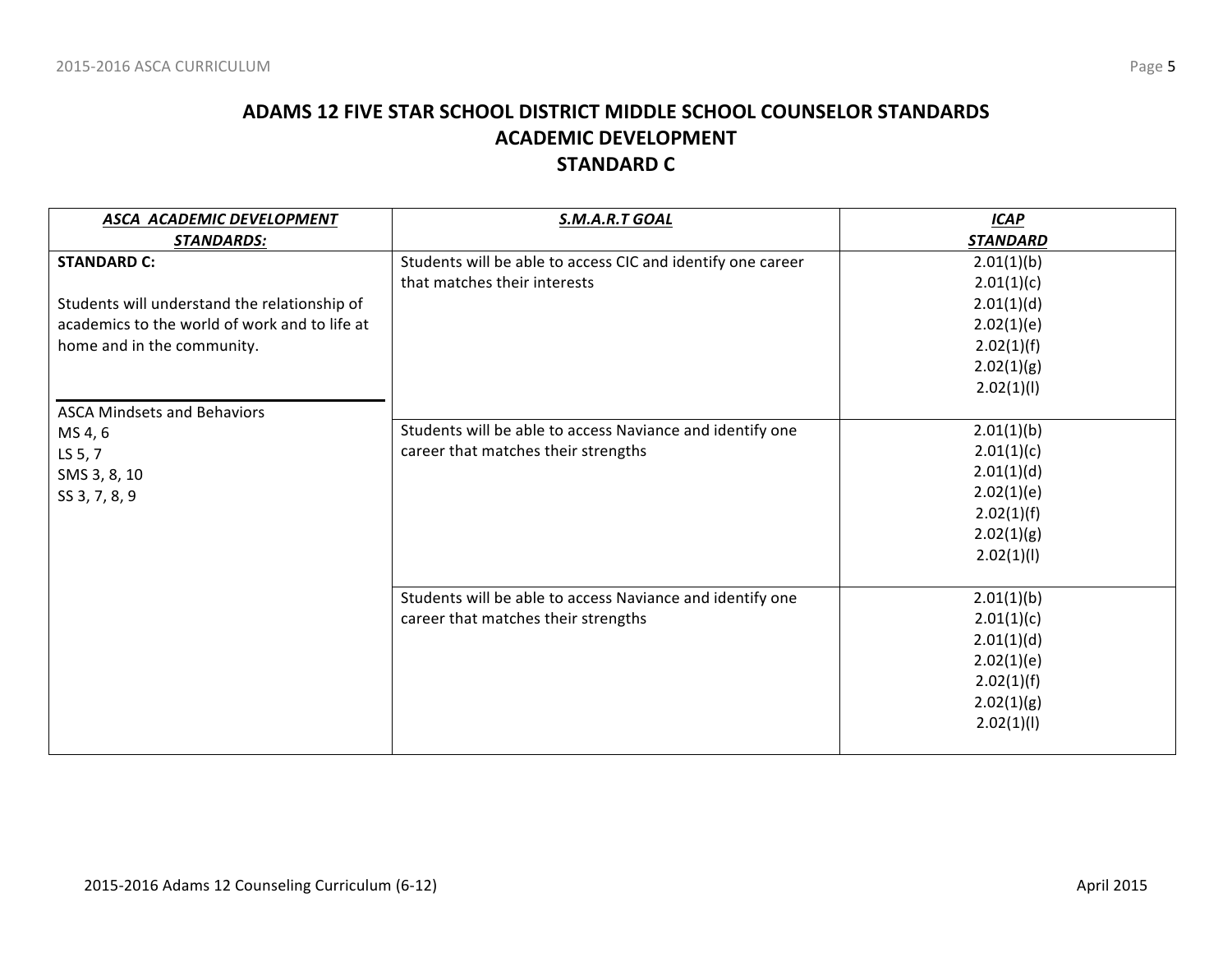# ADAMS 12 FIVE STAR SCHOOL DISTRICT MIDDLE SCHOOL COUNSELOR STANDARDS
## ACADEMIC DEVELOPMENT
## STANDARD C

| ***ASCA ACADEMIC DEVELOPMENT STANDARDS:*** | ***S.M.A.R.T GOAL*** | ***ICAP STANDARD*** |
|---|---|---|
| **STANDARD C:**<br><br>Students will understand the relationship of academics to the world of work and to life at home and in the community.<br><br>ASCA Mindsets and Behaviors<br>MS 4, 6<br>LS 5, 7<br>SMS 3, 8, 10<br>SS 3, 7, 8, 9 | Students will be able to access CIC and identify one career that matches their interests | 2.01(1)(b)<br>2.01(1)(c)<br>2.01(1)(d)<br>2.02(1)(e)<br>2.02(1)(f)<br>2.02(1)(g)<br>2.02(1)(l) |
| | Students will be able to access Naviance and identify one career that matches their strengths | 2.01(1)(b)<br>2.01(1)(c)<br>2.01(1)(d)<br>2.02(1)(e)<br>2.02(1)(f)<br>2.02(1)(g)<br>2.02(1)(l) |
| | Students will be able to access Naviance and identify one career that matches their strengths | 2.01(1)(b)<br>2.01(1)(c)<br>2.01(1)(d)<br>2.02(1)(e)<br>2.02(1)(f)<br>2.02(1)(g)<br>2.02(1)(l) |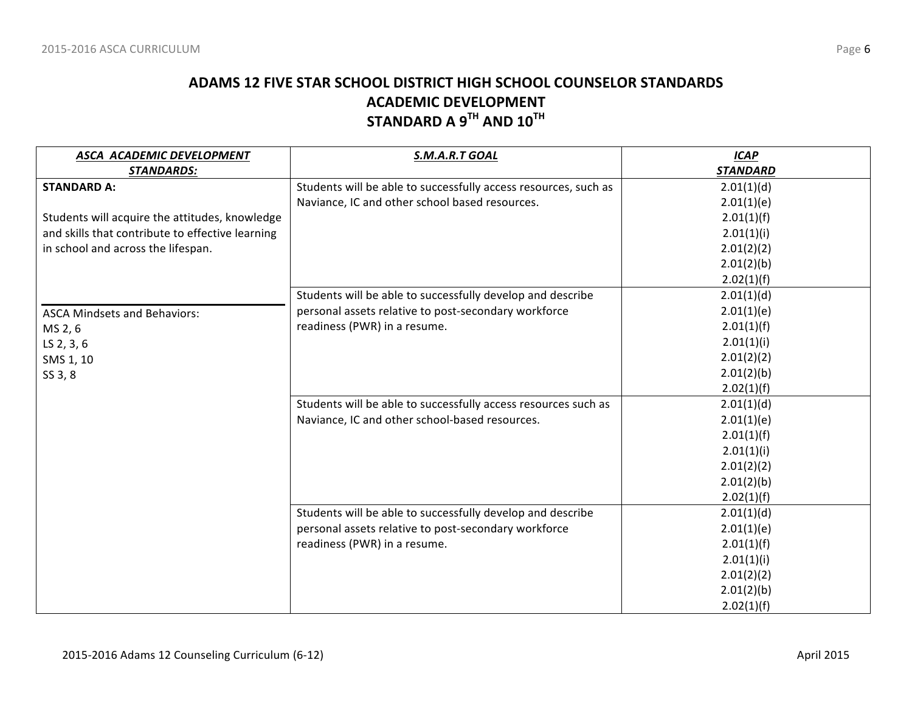# ADAMS 12 FIVE STAR SCHOOL DISTRICT HIGH SCHOOL COUNSELOR STANDARDS
## ACADEMIC DEVELOPMENT
## STANDARD A 9TH AND 10TH

| ***ASCA ACADEMIC DEVELOPMENT STANDARDS:*** | ***S.M.A.R.T GOAL*** | ***ICAP STANDARD*** |
|---|---|---|
| **STANDARD A:**<br><br>Students will acquire the attitudes, knowledge and skills that contribute to effective learning in school and across the lifespan. | Students will be able to successfully access resources, such as Naviance, IC and other school based resources. | 2.01(1)(d)<br>2.01(1)(e)<br>2.01(1)(f)<br>2.01(1)(i)<br>2.01(2)(2)<br>2.01(2)(b)<br>2.02(1)(f) |
| ASCA Mindsets and Behaviors:<br>MS 2, 6<br>LS 2, 3, 6<br>SMS 1, 10<br>SS 3, 8 | Students will be able to successfully develop and describe personal assets relative to post-secondary workforce readiness (PWR) in a resume. | 2.01(1)(d)<br>2.01(1)(e)<br>2.01(1)(f)<br>2.01(1)(i)<br>2.01(2)(2)<br>2.01(2)(b)<br>2.02(1)(f) |
| | Students will be able to successfully access resources such as Naviance, IC and other school-based resources. | 2.01(1)(d)<br>2.01(1)(e)<br>2.01(1)(f)<br>2.01(1)(i)<br>2.01(2)(2)<br>2.01(2)(b)<br>2.02(1)(f) |
| | Students will be able to successfully develop and describe personal assets relative to post-secondary workforce readiness (PWR) in a resume. | 2.01(1)(d)<br>2.01(1)(e)<br>2.01(1)(f)<br>2.01(1)(i)<br>2.01(2)(2)<br>2.01(2)(b)<br>2.02(1)(f) |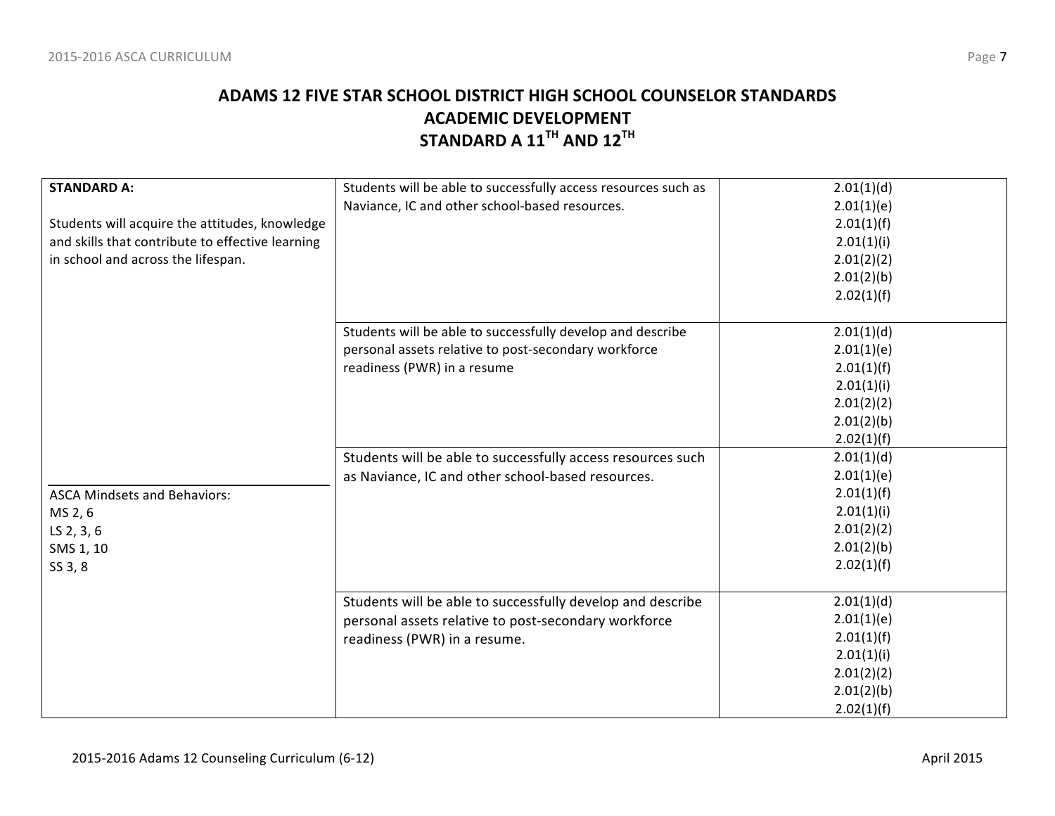# ADAMS 12 FIVE STAR SCHOOL DISTRICT HIGH SCHOOL COUNSELOR STANDARDS
## ACADEMIC DEVELOPMENT
## STANDARD A 11TH AND 12TH

| STANDARD | Student Outcome | Standards |
|---|---|---|
| **STANDARD A:**<br><br>Students will acquire the attitudes, knowledge and skills that contribute to effective learning in school and across the lifespan.<br><br>ASCA Mindsets and Behaviors:<br>MS 2, 6<br>LS 2, 3, 6<br>SMS 1, 10<br>SS 3, 8 | Students will be able to successfully access resources such as Naviance, IC and other school-based resources. | 2.01(1)(d)<br>2.01(1)(e)<br>2.01(1)(f)<br>2.01(1)(i)<br>2.01(2)(2)<br>2.01(2)(b)<br>2.02(1)(f) |
| | Students will be able to successfully develop and describe personal assets relative to post-secondary workforce readiness (PWR) in a resume | 2.01(1)(d)<br>2.01(1)(e)<br>2.01(1)(f)<br>2.01(1)(i)<br>2.01(2)(2)<br>2.01(2)(b)<br>2.02(1)(f) |
| | Students will be able to successfully access resources such as Naviance, IC and other school-based resources. | 2.01(1)(d)<br>2.01(1)(e)<br>2.01(1)(f)<br>2.01(1)(i)<br>2.01(2)(2)<br>2.01(2)(b)<br>2.02(1)(f) |
| | Students will be able to successfully develop and describe personal assets relative to post-secondary workforce readiness (PWR) in a resume. | 2.01(1)(d)<br>2.01(1)(e)<br>2.01(1)(f)<br>2.01(1)(i)<br>2.01(2)(2)<br>2.01(2)(b)<br>2.02(1)(f) |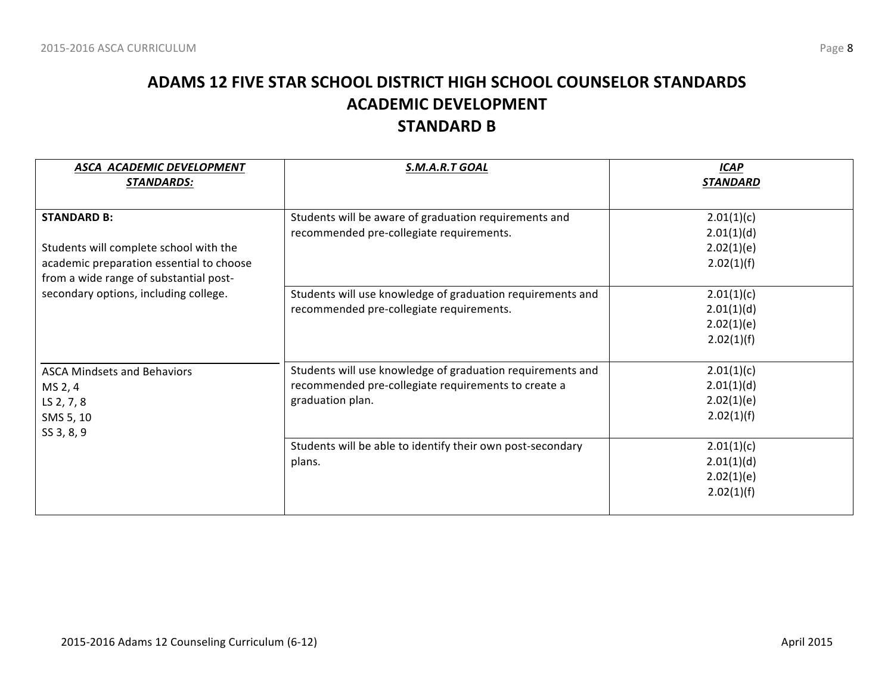# ADAMS 12 FIVE STAR SCHOOL DISTRICT HIGH SCHOOL COUNSELOR STANDARDS
## ACADEMIC DEVELOPMENT
## STANDARD B

| ***ASCA ACADEMIC DEVELOPMENT STANDARDS:*** | ***S.M.A.R.T GOAL*** | ***ICAP STANDARD*** |
|---|---|---|
| **STANDARD B:**<br><br>Students will complete school with the academic preparation essential to choose from a wide range of substantial post-secondary options, including college. | Students will be aware of graduation requirements and recommended pre-collegiate requirements. | 2.01(1)(c)<br>2.01(1)(d)<br>2.02(1)(e)<br>2.02(1)(f) |
| | Students will use knowledge of graduation requirements and recommended pre-collegiate requirements. | 2.01(1)(c)<br>2.01(1)(d)<br>2.02(1)(e)<br>2.02(1)(f) |
| ASCA Mindsets and Behaviors<br>MS 2, 4<br>LS 2, 7, 8<br>SMS 5, 10<br>SS 3, 8, 9 | Students will use knowledge of graduation requirements and recommended pre-collegiate requirements to create a graduation plan. | 2.01(1)(c)<br>2.01(1)(d)<br>2.02(1)(e)<br>2.02(1)(f) |
| | Students will be able to identify their own post-secondary plans. | 2.01(1)(c)<br>2.01(1)(d)<br>2.02(1)(e)<br>2.02(1)(f) |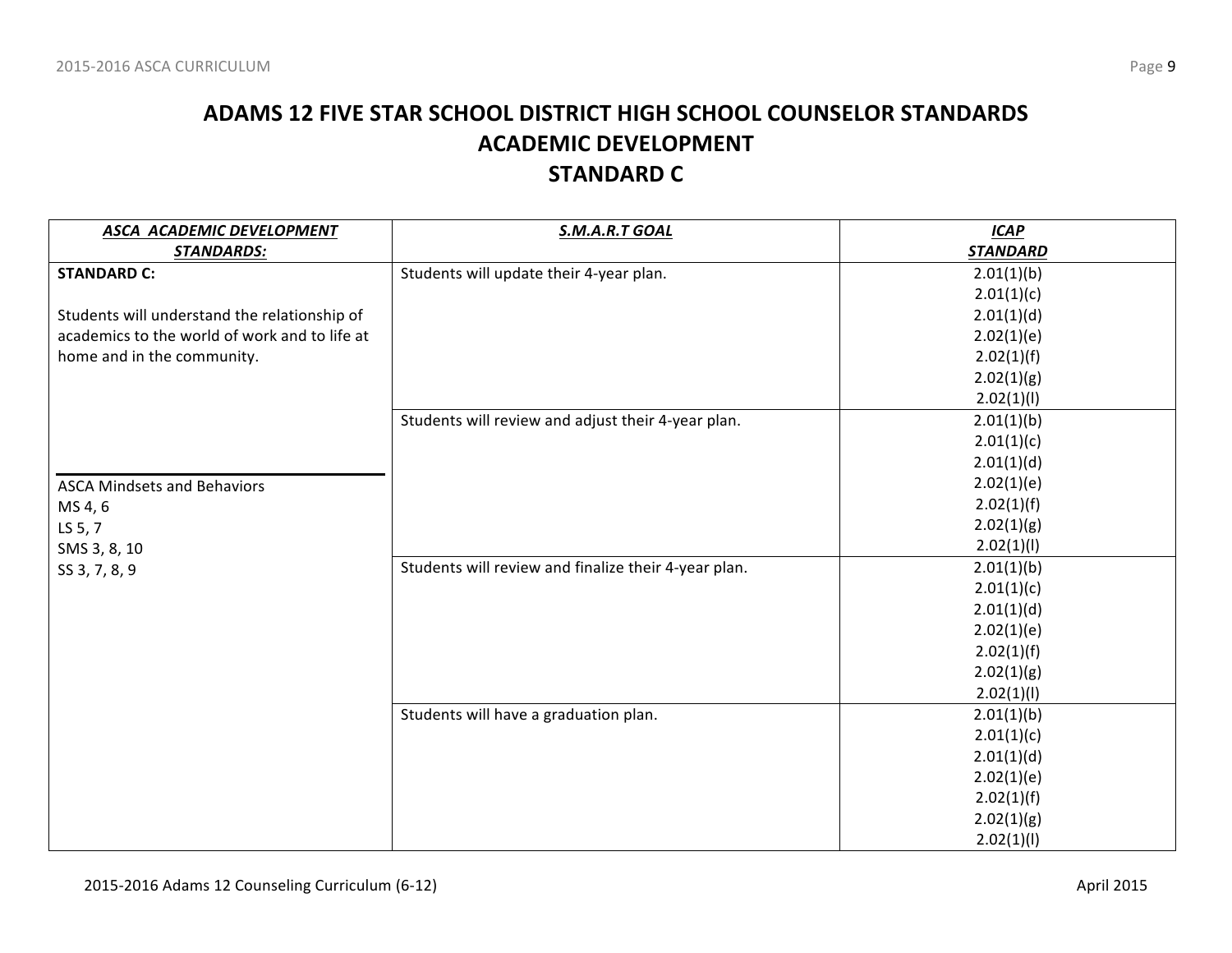# ADAMS 12 FIVE STAR SCHOOL DISTRICT HIGH SCHOOL COUNSELOR STANDARDS
## ACADEMIC DEVELOPMENT
## STANDARD C

| ***ASCA ACADEMIC DEVELOPMENT STANDARDS:*** | ***S.M.A.R.T GOAL*** | ***ICAP STANDARD*** |
|---|---|---|
| **STANDARD C:**<br><br>Students will understand the relationship of academics to the world of work and to life at home and in the community.<br><br>ASCA Mindsets and Behaviors<br>MS 4, 6<br>LS 5, 7<br>SMS 3, 8, 10<br>SS 3, 7, 8, 9 | Students will update their 4-year plan. | 2.01(1)(b)<br>2.01(1)(c)<br>2.01(1)(d)<br>2.02(1)(e)<br>2.02(1)(f)<br>2.02(1)(g)<br>2.02(1)(l) |
| | Students will review and adjust their 4-year plan. | 2.01(1)(b)<br>2.01(1)(c)<br>2.01(1)(d)<br>2.02(1)(e)<br>2.02(1)(f)<br>2.02(1)(g)<br>2.02(1)(l) |
| | Students will review and finalize their 4-year plan. | 2.01(1)(b)<br>2.01(1)(c)<br>2.01(1)(d)<br>2.02(1)(e)<br>2.02(1)(f)<br>2.02(1)(g)<br>2.02(1)(l) |
| | Students will have a graduation plan. | 2.01(1)(b)<br>2.01(1)(c)<br>2.01(1)(d)<br>2.02(1)(e)<br>2.02(1)(f)<br>2.02(1)(g)<br>2.02(1)(l) |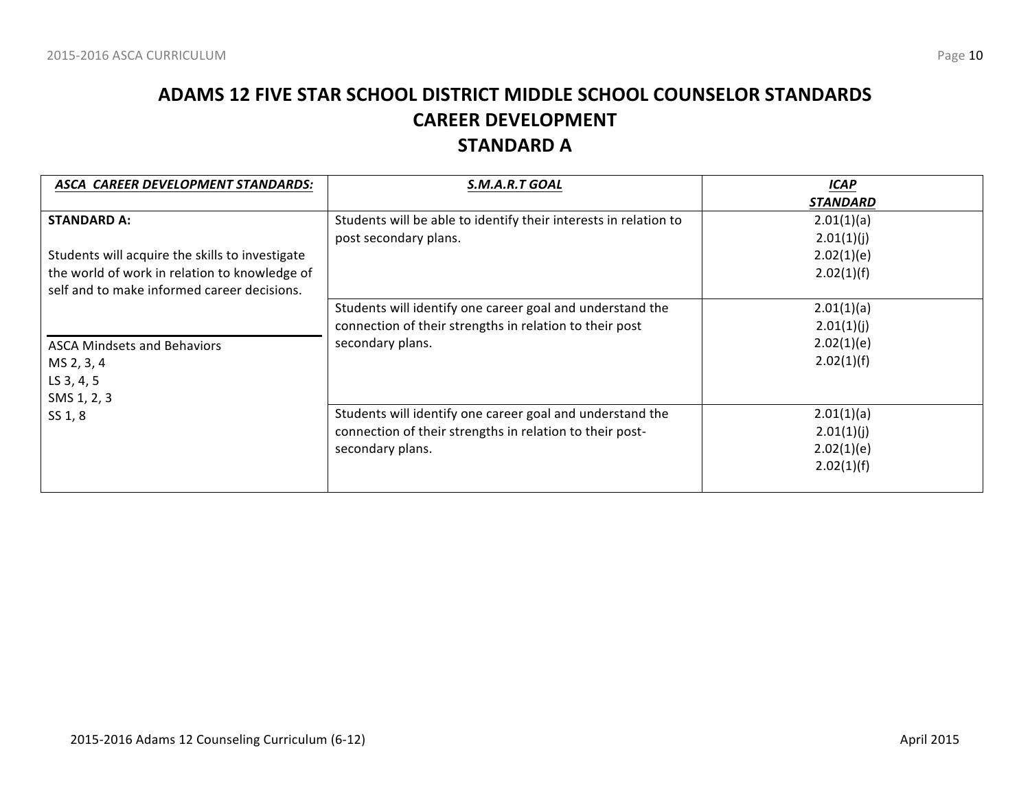# ADAMS 12 FIVE STAR SCHOOL DISTRICT MIDDLE SCHOOL COUNSELOR STANDARDS
# CAREER DEVELOPMENT
# STANDARD A

| ***ASCA CAREER DEVELOPMENT STANDARDS:*** | ***S.M.A.R.T GOAL*** | ***ICAP STANDARD*** |
|---|---|---|
| **STANDARD A:**<br><br>Students will acquire the skills to investigate the world of work in relation to knowledge of self and to make informed career decisions. | Students will be able to identify their interests in relation to post secondary plans. | 2.01(1)(a)<br>2.01(1)(j)<br>2.02(1)(e)<br>2.02(1)(f) |
| ASCA Mindsets and Behaviors<br>MS 2, 3, 4<br>LS 3, 4, 5<br>SMS 1, 2, 3<br>SS 1, 8 | Students will identify one career goal and understand the connection of their strengths in relation to their post secondary plans. | 2.01(1)(a)<br>2.01(1)(j)<br>2.02(1)(e)<br>2.02(1)(f) |
| | Students will identify one career goal and understand the connection of their strengths in relation to their post-secondary plans. | 2.01(1)(a)<br>2.01(1)(j)<br>2.02(1)(e)<br>2.02(1)(f) |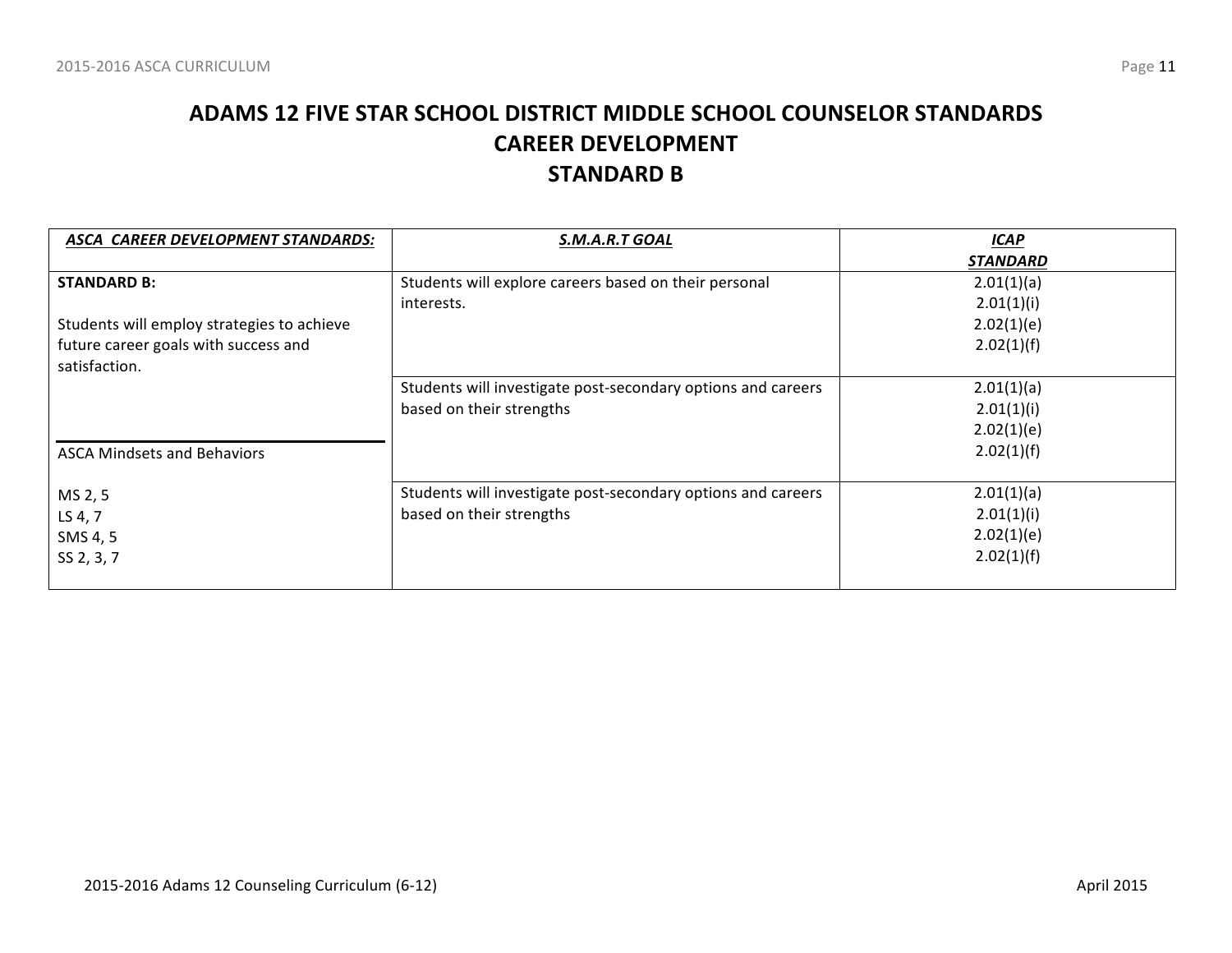# ADAMS 12 FIVE STAR SCHOOL DISTRICT MIDDLE SCHOOL COUNSELOR STANDARDS
## CAREER DEVELOPMENT
## STANDARD B

| ***ASCA CAREER DEVELOPMENT STANDARDS:*** | ***S.M.A.R.T GOAL*** | ***ICAP STANDARD*** |
|---|---|---|
| **STANDARD B:**<br><br>Students will employ strategies to achieve future career goals with success and satisfaction. | Students will explore careers based on their personal interests. | 2.01(1)(a)<br>2.01(1)(i)<br>2.02(1)(e)<br>2.02(1)(f) |
| ASCA Mindsets and Behaviors | Students will investigate post-secondary options and careers based on their strengths | 2.01(1)(a)<br>2.01(1)(i)<br>2.02(1)(e)<br>2.02(1)(f) |
| MS 2, 5<br>LS 4, 7<br>SMS 4, 5<br>SS 2, 3, 7 | Students will investigate post-secondary options and careers based on their strengths | 2.01(1)(a)<br>2.01(1)(i)<br>2.02(1)(e)<br>2.02(1)(f) |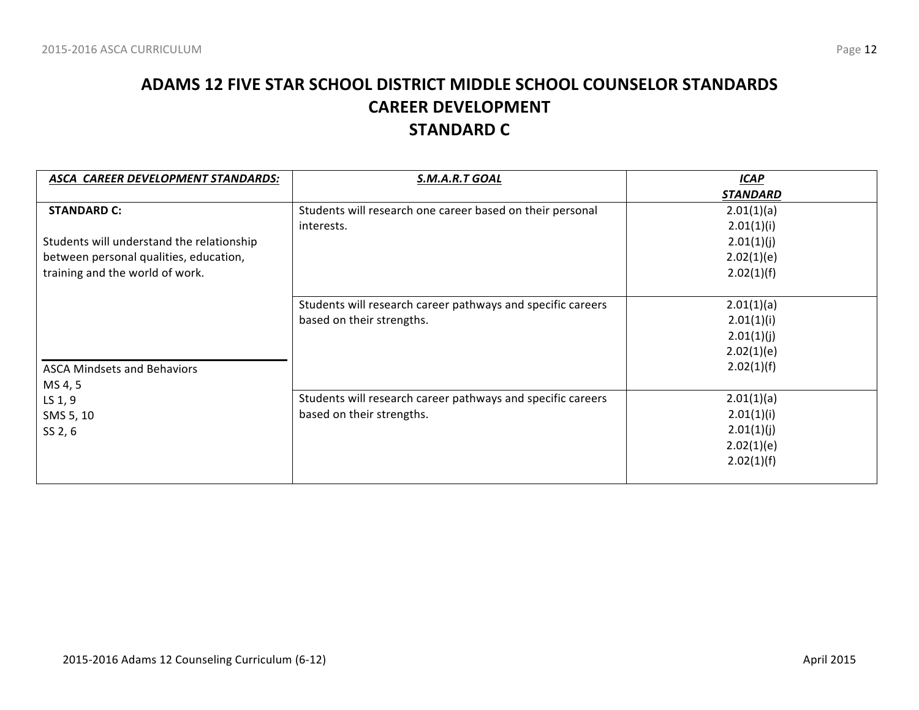# ADAMS 12 FIVE STAR SCHOOL DISTRICT MIDDLE SCHOOL COUNSELOR STANDARDS
# CAREER DEVELOPMENT
# STANDARD C

| ***ASCA CAREER DEVELOPMENT STANDARDS:*** | ***S.M.A.R.T GOAL*** | ***ICAP STANDARD*** |
|---|---|---|
| **STANDARD C:**<br><br>Students will understand the relationship between personal qualities, education, training and the world of work. | Students will research one career based on their personal interests. | 2.01(1)(a)<br>2.01(1)(i)<br>2.01(1)(j)<br>2.02(1)(e)<br>2.02(1)(f) |
| | Students will research career pathways and specific careers based on their strengths. | 2.01(1)(a)<br>2.01(1)(i)<br>2.01(1)(j)<br>2.02(1)(e)<br>2.02(1)(f) |
| ASCA Mindsets and Behaviors<br>MS 4, 5<br>LS 1, 9<br>SMS 5, 10<br>SS 2, 6 | Students will research career pathways and specific careers based on their strengths. | 2.01(1)(a)<br>2.01(1)(i)<br>2.01(1)(j)<br>2.02(1)(e)<br>2.02(1)(f) |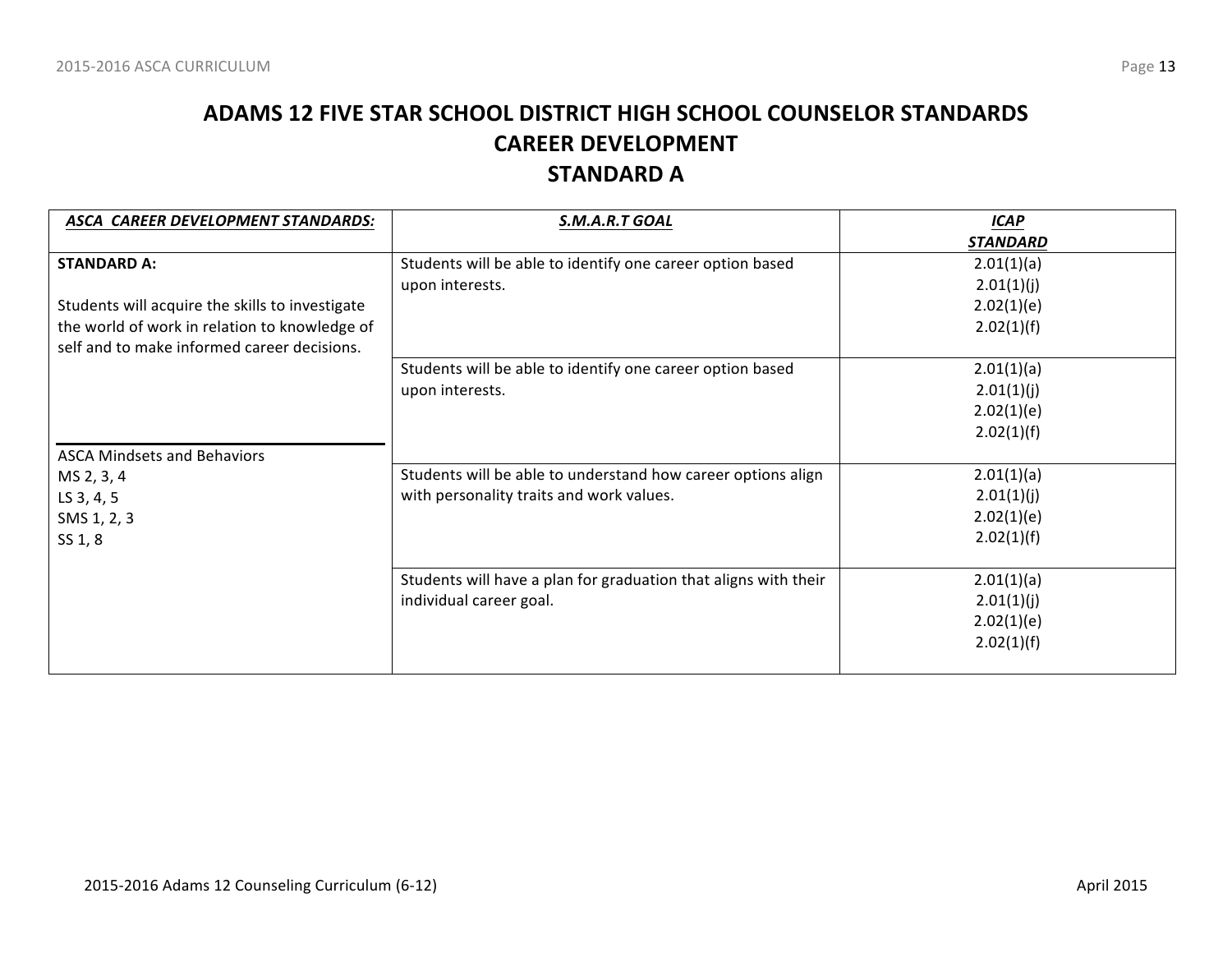# ADAMS 12 FIVE STAR SCHOOL DISTRICT HIGH SCHOOL COUNSELOR STANDARDS
## CAREER DEVELOPMENT
## STANDARD A

| ***ASCA CAREER DEVELOPMENT STANDARDS:*** | ***S.M.A.R.T GOAL*** | ***ICAP STANDARD*** |
|---|---|---|
| **STANDARD A:**<br><br>Students will acquire the skills to investigate the world of work in relation to knowledge of self and to make informed career decisions. | Students will be able to identify one career option based upon interests. | 2.01(1)(a)<br>2.01(1)(j)<br>2.02(1)(e)<br>2.02(1)(f) |
| | Students will be able to identify one career option based upon interests. | 2.01(1)(a)<br>2.01(1)(j)<br>2.02(1)(e)<br>2.02(1)(f) |
| ASCA Mindsets and Behaviors<br>MS 2, 3, 4<br>LS 3, 4, 5<br>SMS 1, 2, 3<br>SS 1, 8 | Students will be able to understand how career options align with personality traits and work values. | 2.01(1)(a)<br>2.01(1)(j)<br>2.02(1)(e)<br>2.02(1)(f) |
| | Students will have a plan for graduation that aligns with their individual career goal. | 2.01(1)(a)<br>2.01(1)(j)<br>2.02(1)(e)<br>2.02(1)(f) |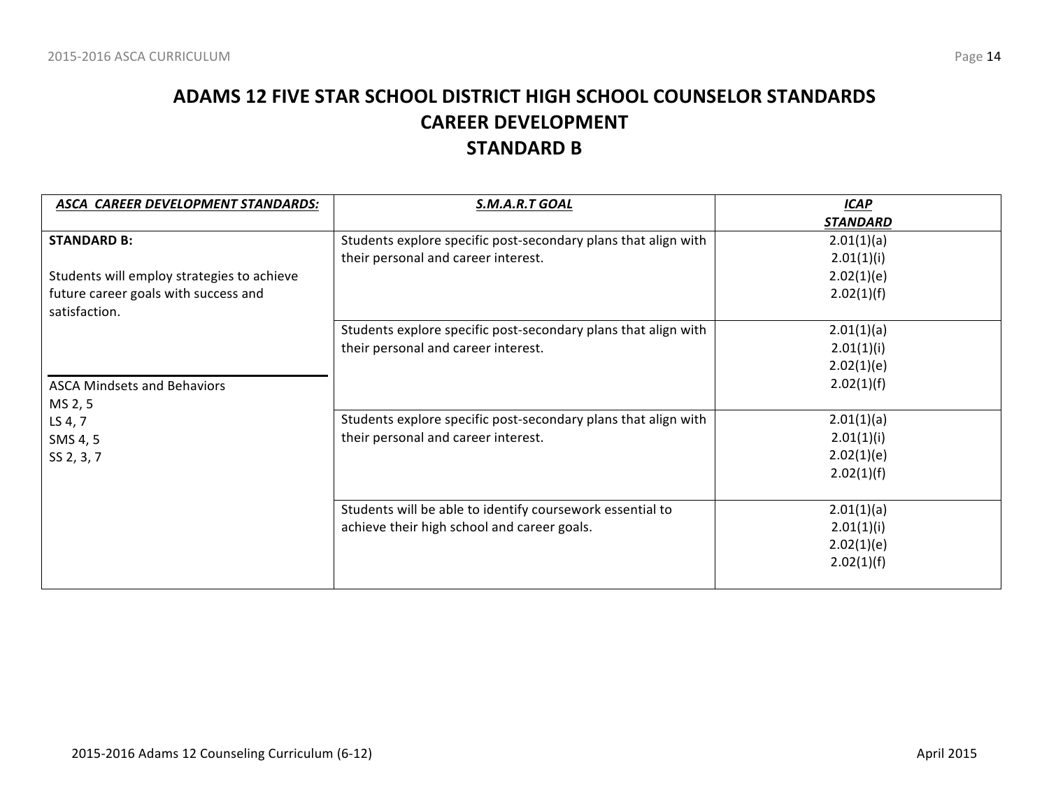# ADAMS 12 FIVE STAR SCHOOL DISTRICT HIGH SCHOOL COUNSELOR STANDARDS
## CAREER DEVELOPMENT
## STANDARD B

| *ASCA CAREER DEVELOPMENT STANDARDS:* | *S.M.A.R.T GOAL* | *ICAP STANDARD* |
|---|---|---|
| **STANDARD B:**<br><br>Students will employ strategies to achieve future career goals with success and satisfaction.<br><br>ASCA Mindsets and Behaviors<br>MS 2, 5<br>LS 4, 7<br>SMS 4, 5<br>SS 2, 3, 7 | Students explore specific post-secondary plans that align with their personal and career interest. | 2.01(1)(a)<br>2.01(1)(i)<br>2.02(1)(e)<br>2.02(1)(f) |
| | Students explore specific post-secondary plans that align with their personal and career interest. | 2.01(1)(a)<br>2.01(1)(i)<br>2.02(1)(e)<br>2.02(1)(f) |
| | Students explore specific post-secondary plans that align with their personal and career interest. | 2.01(1)(a)<br>2.01(1)(i)<br>2.02(1)(e)<br>2.02(1)(f) |
| | Students will be able to identify coursework essential to achieve their high school and career goals. | 2.01(1)(a)<br>2.01(1)(i)<br>2.02(1)(e)<br>2.02(1)(f) |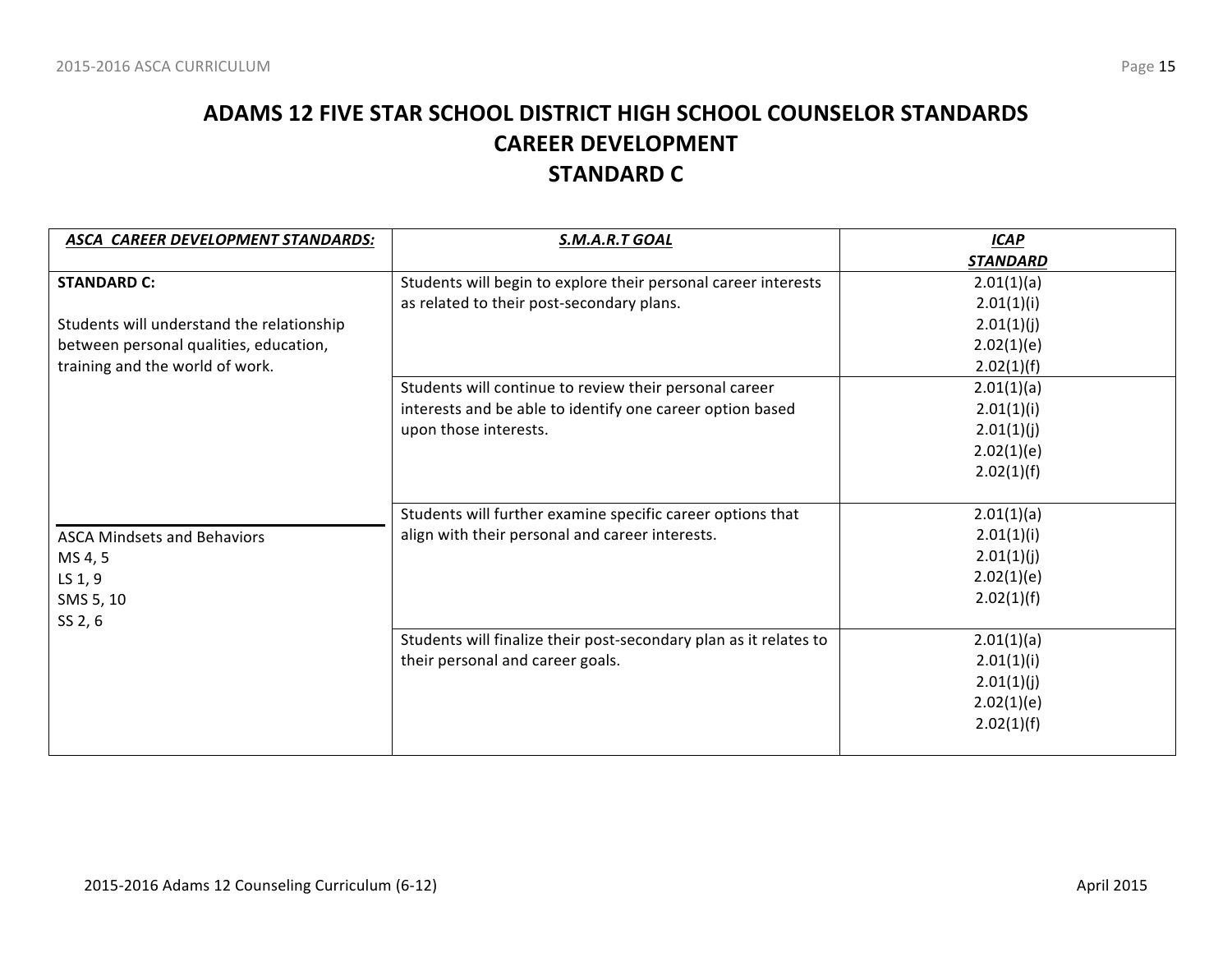# ADAMS 12 FIVE STAR SCHOOL DISTRICT HIGH SCHOOL COUNSELOR STANDARDS
# CAREER DEVELOPMENT
# STANDARD C

| ***ASCA CAREER DEVELOPMENT STANDARDS:*** | ***S.M.A.R.T GOAL*** | ***ICAP STANDARD*** |
|---|---|---|
| **STANDARD C:**<br><br>Students will understand the relationship between personal qualities, education, training and the world of work. | Students will begin to explore their personal career interests as related to their post-secondary plans. | 2.01(1)(a)<br>2.01(1)(i)<br>2.01(1)(j)<br>2.02(1)(e)<br>2.02(1)(f) |
| | Students will continue to review their personal career interests and be able to identify one career option based upon those interests. | 2.01(1)(a)<br>2.01(1)(i)<br>2.01(1)(j)<br>2.02(1)(e)<br>2.02(1)(f) |
| ASCA Mindsets and Behaviors<br>MS 4, 5<br>LS 1, 9<br>SMS 5, 10<br>SS 2, 6 | Students will further examine specific career options that align with their personal and career interests. | 2.01(1)(a)<br>2.01(1)(i)<br>2.01(1)(j)<br>2.02(1)(e)<br>2.02(1)(f) |
| | Students will finalize their post-secondary plan as it relates to their personal and career goals. | 2.01(1)(a)<br>2.01(1)(i)<br>2.01(1)(j)<br>2.02(1)(e)<br>2.02(1)(f) |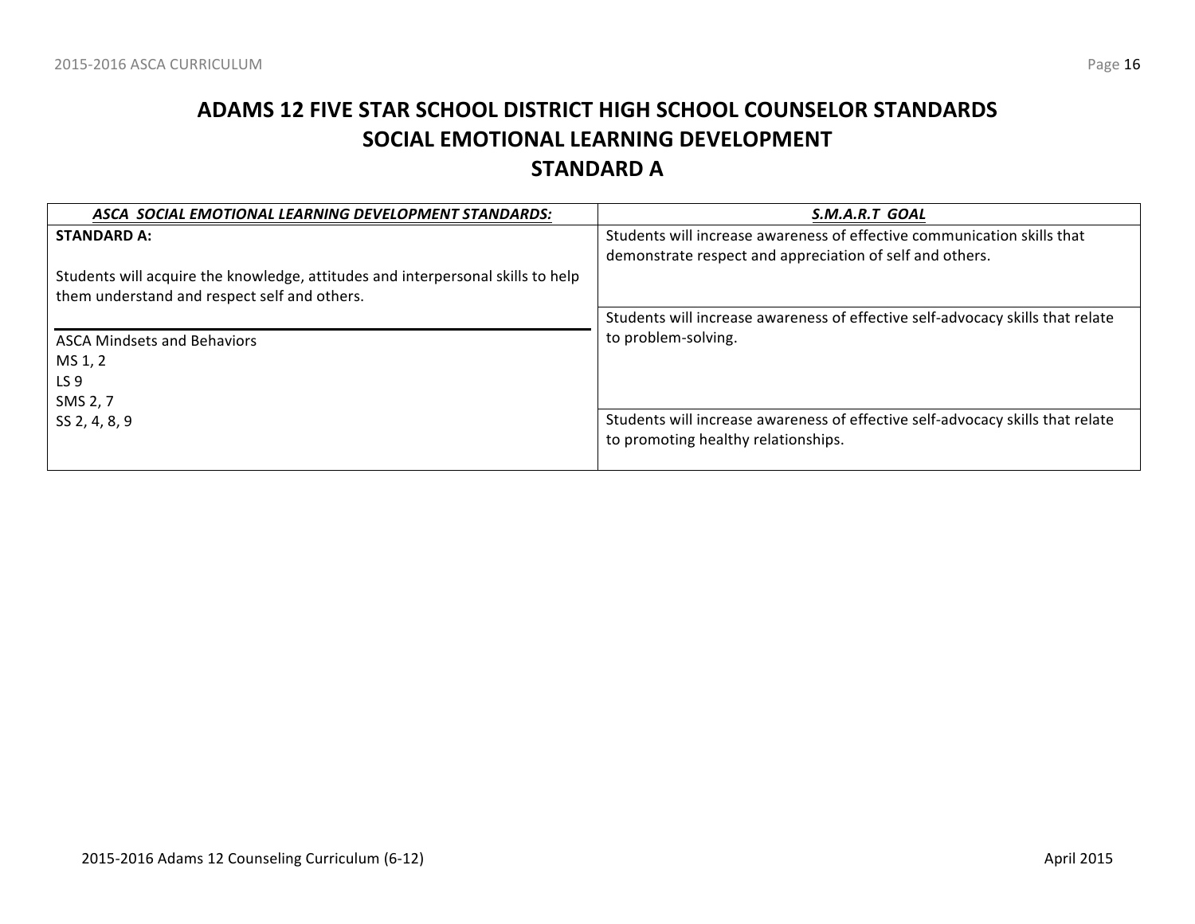# ADAMS 12 FIVE STAR SCHOOL DISTRICT HIGH SCHOOL COUNSELOR STANDARDS
## SOCIAL EMOTIONAL LEARNING DEVELOPMENT
## STANDARD A

| ***ASCA SOCIAL EMOTIONAL LEARNING DEVELOPMENT STANDARDS:*** | ***S.M.A.R.T GOAL*** |
|---|---|
| **STANDARD A:**<br><br>Students will acquire the knowledge, attitudes and interpersonal skills to help them understand and respect self and others. | Students will increase awareness of effective communication skills that demonstrate respect and appreciation of self and others. |
| ASCA Mindsets and Behaviors<br>MS 1, 2<br>LS 9<br>SMS 2, 7<br>SS 2, 4, 8, 9 | Students will increase awareness of effective self-advocacy skills that relate to problem-solving. |
| | Students will increase awareness of effective self-advocacy skills that relate to promoting healthy relationships. |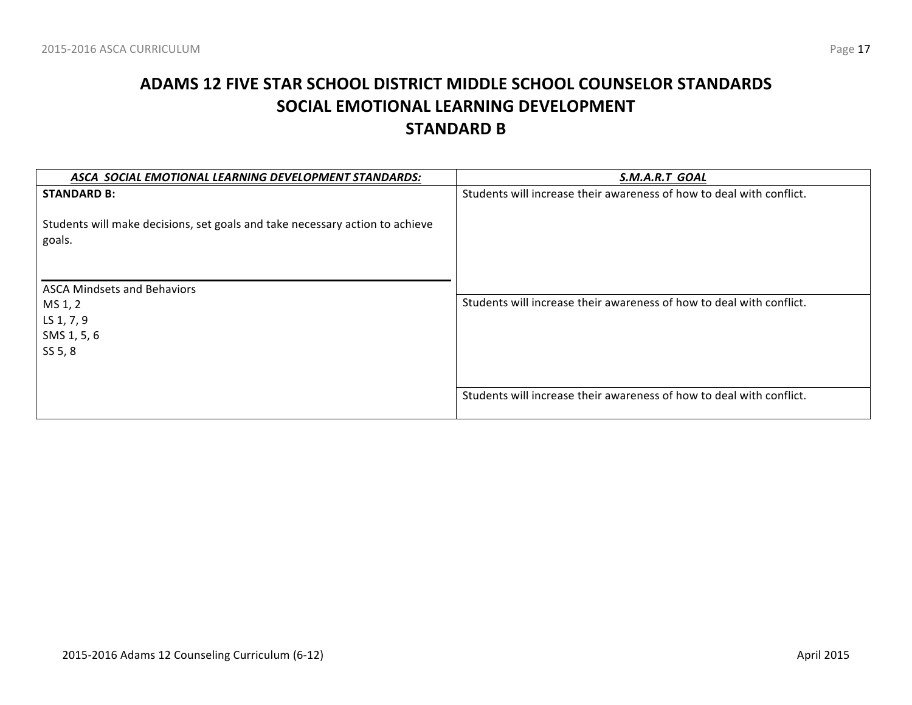# ADAMS 12 FIVE STAR SCHOOL DISTRICT MIDDLE SCHOOL COUNSELOR STANDARDS
## SOCIAL EMOTIONAL LEARNING DEVELOPMENT
## STANDARD B

| ***ASCA SOCIAL EMOTIONAL LEARNING DEVELOPMENT STANDARDS:*** | ***S.M.A.R.T GOAL*** |
|---|---|
| **STANDARD B:**<br><br>Students will make decisions, set goals and take necessary action to achieve goals. | Students will increase their awareness of how to deal with conflict. |
| ASCA Mindsets and Behaviors<br>MS 1, 2<br>LS 1, 7, 9<br>SMS 1, 5, 6<br>SS 5, 8 | Students will increase their awareness of how to deal with conflict. |
| | Students will increase their awareness of how to deal with conflict. |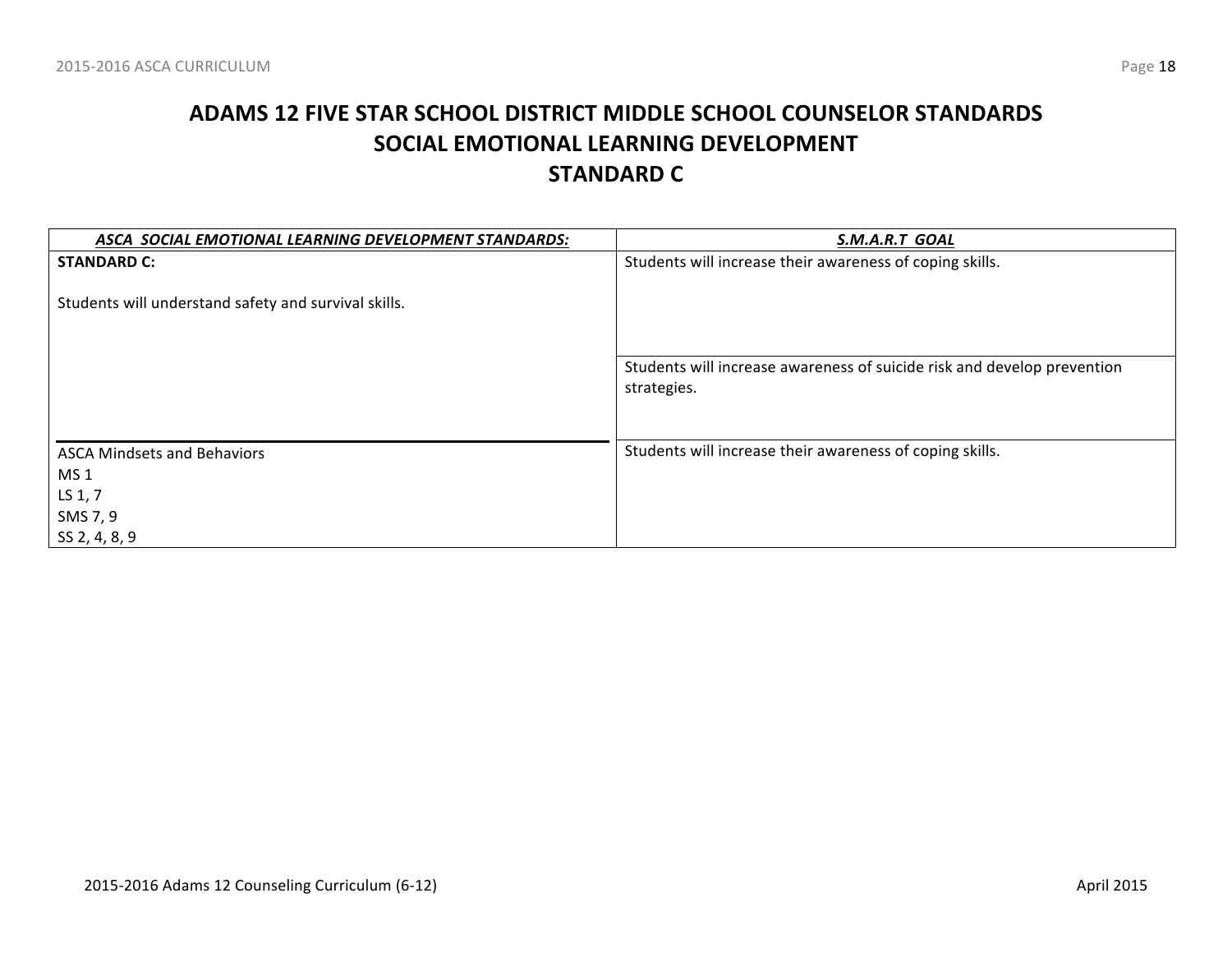# ADAMS 12 FIVE STAR SCHOOL DISTRICT MIDDLE SCHOOL COUNSELOR STANDARDS
## SOCIAL EMOTIONAL LEARNING DEVELOPMENT
## STANDARD C

| ***ASCA SOCIAL EMOTIONAL LEARNING DEVELOPMENT STANDARDS:*** | ***S.M.A.R.T GOAL*** |
|---|---|
| **STANDARD C:**<br><br>Students will understand safety and survival skills. | Students will increase their awareness of coping skills. |
| | Students will increase awareness of suicide risk and develop prevention strategies. |
| ASCA Mindsets and Behaviors<br>MS 1<br>LS 1, 7<br>SMS 7, 9<br>SS 2, 4, 8, 9 | Students will increase their awareness of coping skills. |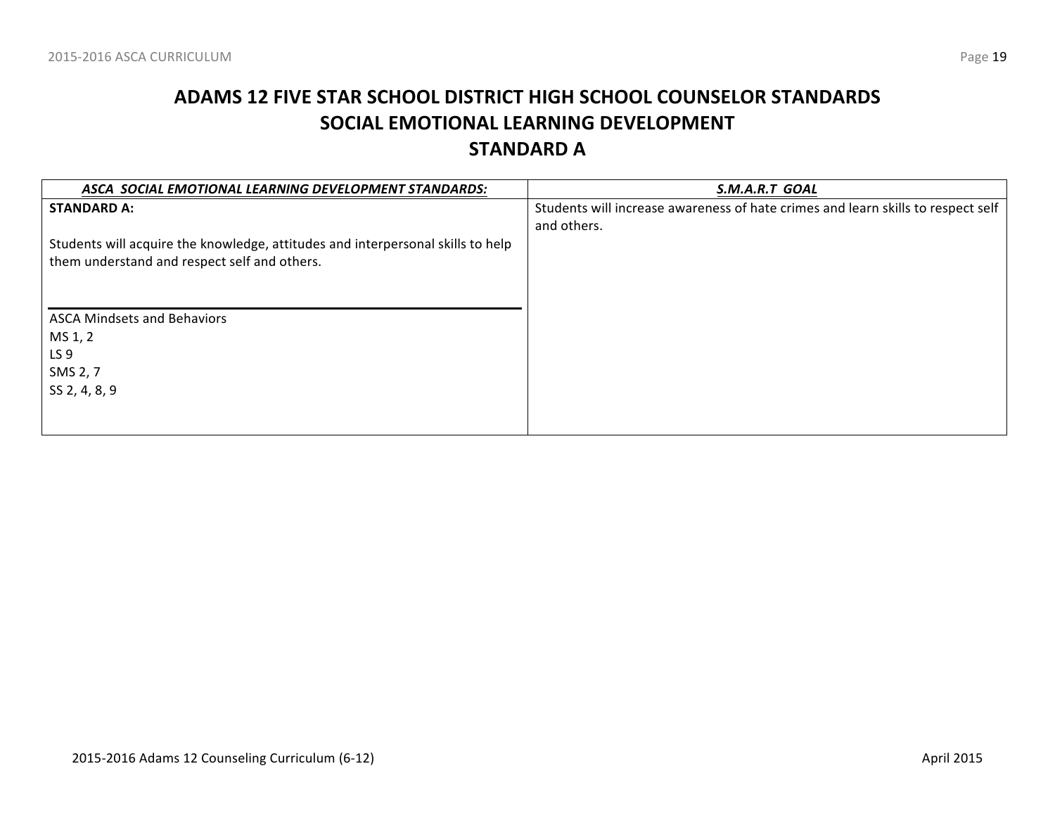# ADAMS 12 FIVE STAR SCHOOL DISTRICT HIGH SCHOOL COUNSELOR STANDARDS
## SOCIAL EMOTIONAL LEARNING DEVELOPMENT
## STANDARD A

| ***ASCA SOCIAL EMOTIONAL LEARNING DEVELOPMENT STANDARDS:*** | ***S.M.A.R.T GOAL*** |
|---|---|
| **STANDARD A:**<br><br>Students will acquire the knowledge, attitudes and interpersonal skills to help them understand and respect self and others.<br><br>ASCA Mindsets and Behaviors<br>MS 1, 2<br>LS 9<br>SMS 2, 7<br>SS 2, 4, 8, 9 | Students will increase awareness of hate crimes and learn skills to respect self and others. |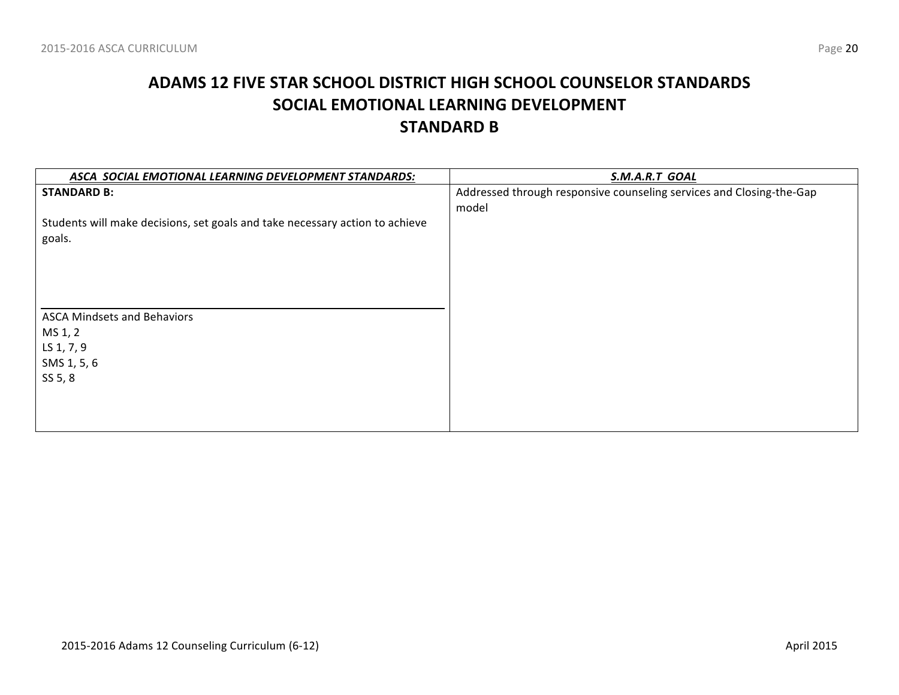# ADAMS 12 FIVE STAR SCHOOL DISTRICT HIGH SCHOOL COUNSELOR STANDARDS
## SOCIAL EMOTIONAL LEARNING DEVELOPMENT
## STANDARD B

| ***ASCA SOCIAL EMOTIONAL LEARNING DEVELOPMENT STANDARDS:*** | ***S.M.A.R.T GOAL*** |
|---|---|
| **STANDARD B:**<br><br>Students will make decisions, set goals and take necessary action to achieve goals. | Addressed through responsive counseling services and Closing-the-Gap model |
| ASCA Mindsets and Behaviors<br>MS 1, 2<br>LS 1, 7, 9<br>SMS 1, 5, 6<br>SS 5, 8 | |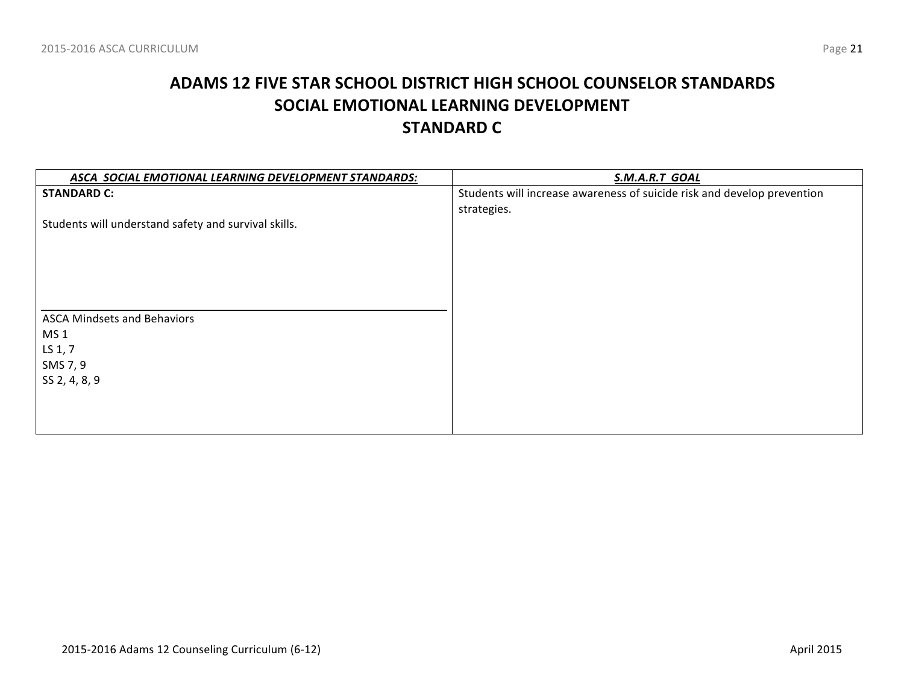# ADAMS 12 FIVE STAR SCHOOL DISTRICT HIGH SCHOOL COUNSELOR STANDARDS
## SOCIAL EMOTIONAL LEARNING DEVELOPMENT
## STANDARD C

| ***ASCA SOCIAL EMOTIONAL LEARNING DEVELOPMENT STANDARDS:*** | ***S.M.A.R.T GOAL*** |
|---|---|
| **STANDARD C:**<br><br>Students will understand safety and survival skills.<br><br>ASCA Mindsets and Behaviors<br>MS 1<br>LS 1, 7<br>SMS 7, 9<br>SS 2, 4, 8, 9 | Students will increase awareness of suicide risk and develop prevention strategies. |

2015-2016 Adams 12 Counseling Curriculum (6-12)

April 2015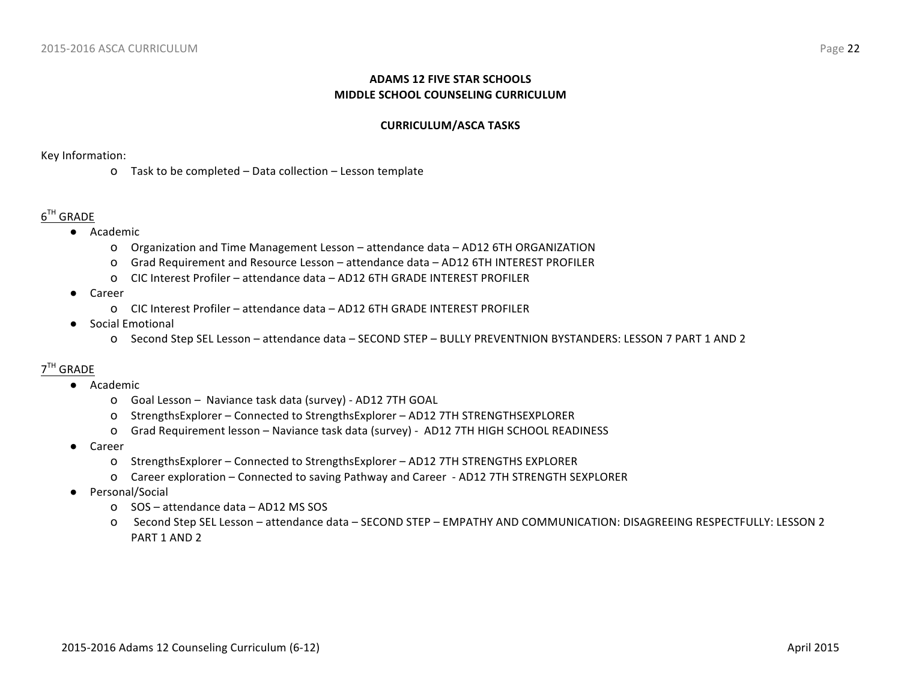**ADAMS 12 FIVE STAR SCHOOLS**
**MIDDLE SCHOOL COUNSELING CURRICULUM**

**CURRICULUM/ASCA TASKS**

Key Information:

- Task to be completed – Data collection – Lesson template

6TH GRADE

- Academic
  - Organization and Time Management Lesson – attendance data – AD12 6TH ORGANIZATION
  - Grad Requirement and Resource Lesson – attendance data – AD12 6TH INTEREST PROFILER
  - CIC Interest Profiler – attendance data – AD12 6TH GRADE INTEREST PROFILER
- Career
  - CIC Interest Profiler – attendance data – AD12 6TH GRADE INTEREST PROFILER
- Social Emotional
  - Second Step SEL Lesson – attendance data – SECOND STEP – BULLY PREVENTNION BYSTANDERS: LESSON 7 PART 1 AND 2

7TH GRADE

- Academic
  - Goal Lesson – Naviance task data (survey) - AD12 7TH GOAL
  - StrengthsExplorer – Connected to StrengthsExplorer – AD12 7TH STRENGTHSEXPLORER
  - Grad Requirement lesson – Naviance task data (survey) - AD12 7TH HIGH SCHOOL READINESS
- Career
  - StrengthsExplorer – Connected to StrengthsExplorer – AD12 7TH STRENGTHS EXPLORER
  - Career exploration – Connected to saving Pathway and Career - AD12 7TH STRENGTH SEXPLORER
- Personal/Social
  - SOS – attendance data – AD12 MS SOS
  - Second Step SEL Lesson – attendance data – SECOND STEP – EMPATHY AND COMMUNICATION: DISAGREEING RESPECTFULLY: LESSON 2 PART 1 AND 2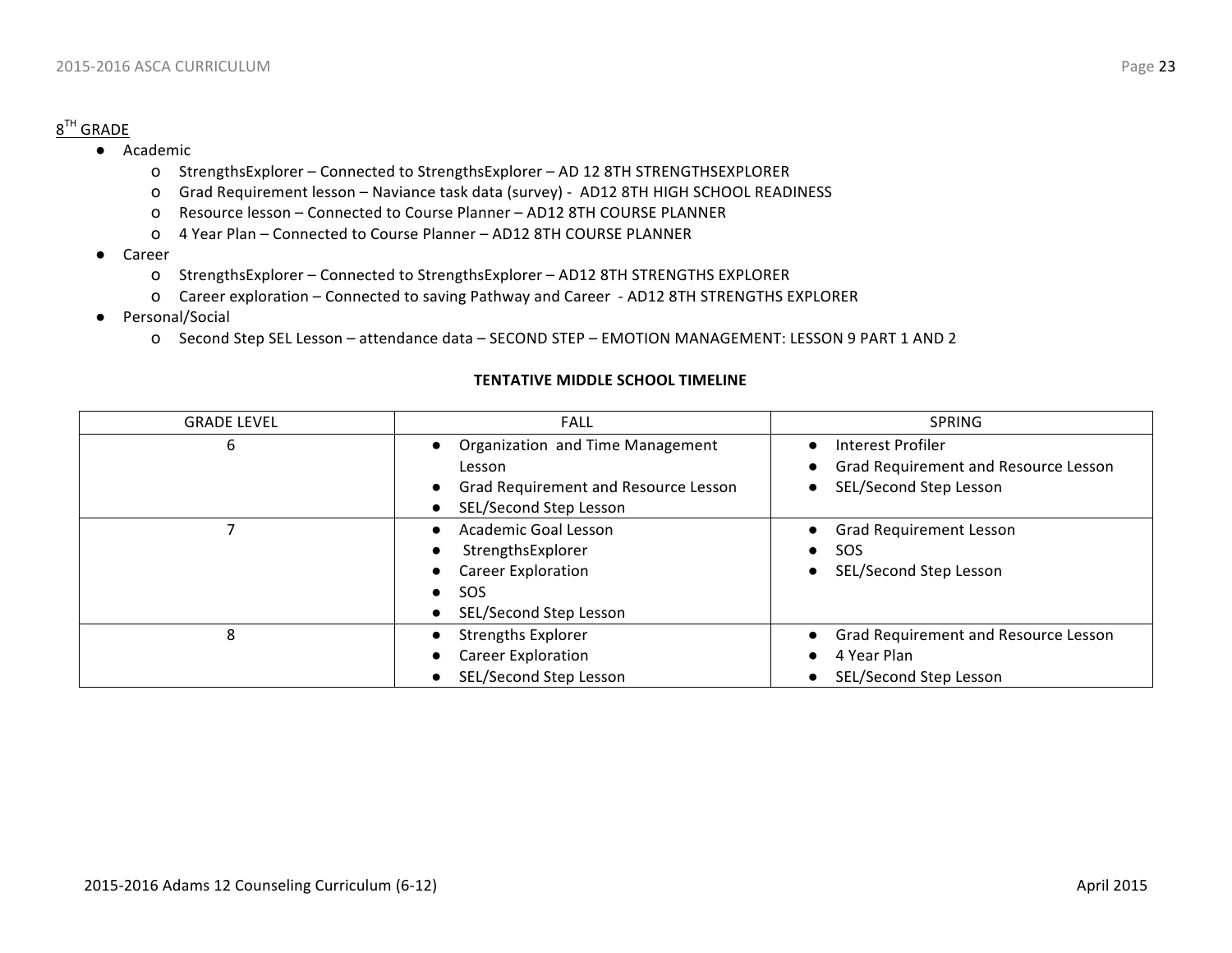8[TH] GRADE

- Academic
  - StrengthsExplorer – Connected to StrengthsExplorer – AD 12 8TH STRENGTHSEXPLORER
  - Grad Requirement lesson – Naviance task data (survey) - AD12 8TH HIGH SCHOOL READINESS
  - Resource lesson – Connected to Course Planner – AD12 8TH COURSE PLANNER
  - 4 Year Plan – Connected to Course Planner – AD12 8TH COURSE PLANNER
- Career
  - StrengthsExplorer – Connected to StrengthsExplorer – AD12 8TH STRENGTHS EXPLORER
  - Career exploration – Connected to saving Pathway and Career - AD12 8TH STRENGTHS EXPLORER
- Personal/Social
  - Second Step SEL Lesson – attendance data – SECOND STEP – EMOTION MANAGEMENT: LESSON 9 PART 1 AND 2

**TENTATIVE MIDDLE SCHOOL TIMELINE**

| GRADE LEVEL | FALL | SPRING |
|---|---|---|
| 6 | • Organization and Time Management Lesson<br>• Grad Requirement and Resource Lesson<br>• SEL/Second Step Lesson | • Interest Profiler<br>• Grad Requirement and Resource Lesson<br>• SEL/Second Step Lesson |
| 7 | • Academic Goal Lesson<br>• StrengthsExplorer<br>• Career Exploration<br>• SOS<br>• SEL/Second Step Lesson | • Grad Requirement Lesson<br>• SOS<br>• SEL/Second Step Lesson |
| 8 | • Strengths Explorer<br>• Career Exploration<br>• SEL/Second Step Lesson | • Grad Requirement and Resource Lesson<br>• 4 Year Plan<br>• SEL/Second Step Lesson |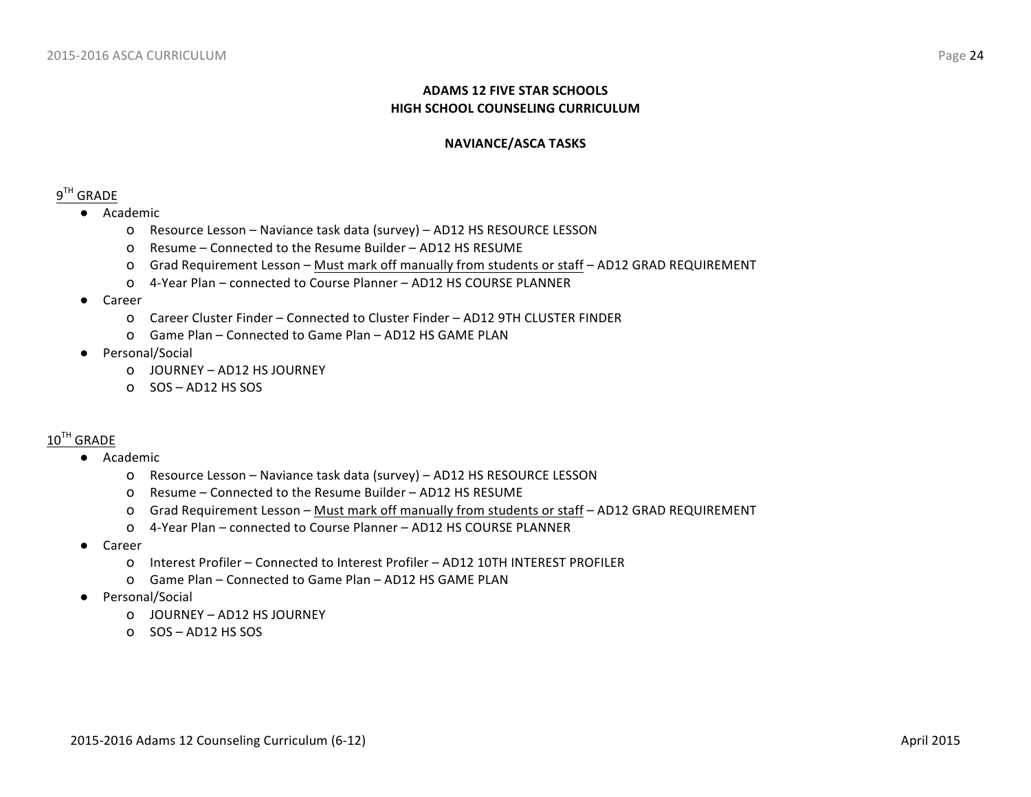**ADAMS 12 FIVE STAR SCHOOLS**
**HIGH SCHOOL COUNSELING CURRICULUM**

**NAVIANCE/ASCA TASKS**

9TH GRADE

- Academic
  - Resource Lesson – Naviance task data (survey) – AD12 HS RESOURCE LESSON
  - Resume – Connected to the Resume Builder – AD12 HS RESUME
  - Grad Requirement Lesson – Must mark off manually from students or staff – AD12 GRAD REQUIREMENT
  - 4-Year Plan – connected to Course Planner – AD12 HS COURSE PLANNER
- Career
  - Career Cluster Finder – Connected to Cluster Finder – AD12 9TH CLUSTER FINDER
  - Game Plan – Connected to Game Plan – AD12 HS GAME PLAN
- Personal/Social
  - JOURNEY – AD12 HS JOURNEY
  - SOS – AD12 HS SOS

10TH GRADE

- Academic
  - Resource Lesson – Naviance task data (survey) – AD12 HS RESOURCE LESSON
  - Resume – Connected to the Resume Builder – AD12 HS RESUME
  - Grad Requirement Lesson – Must mark off manually from students or staff – AD12 GRAD REQUIREMENT
  - 4-Year Plan – connected to Course Planner – AD12 HS COURSE PLANNER
- Career
  - Interest Profiler – Connected to Interest Profiler – AD12 10TH INTEREST PROFILER
  - Game Plan – Connected to Game Plan – AD12 HS GAME PLAN
- Personal/Social
  - JOURNEY – AD12 HS JOURNEY
  - SOS – AD12 HS SOS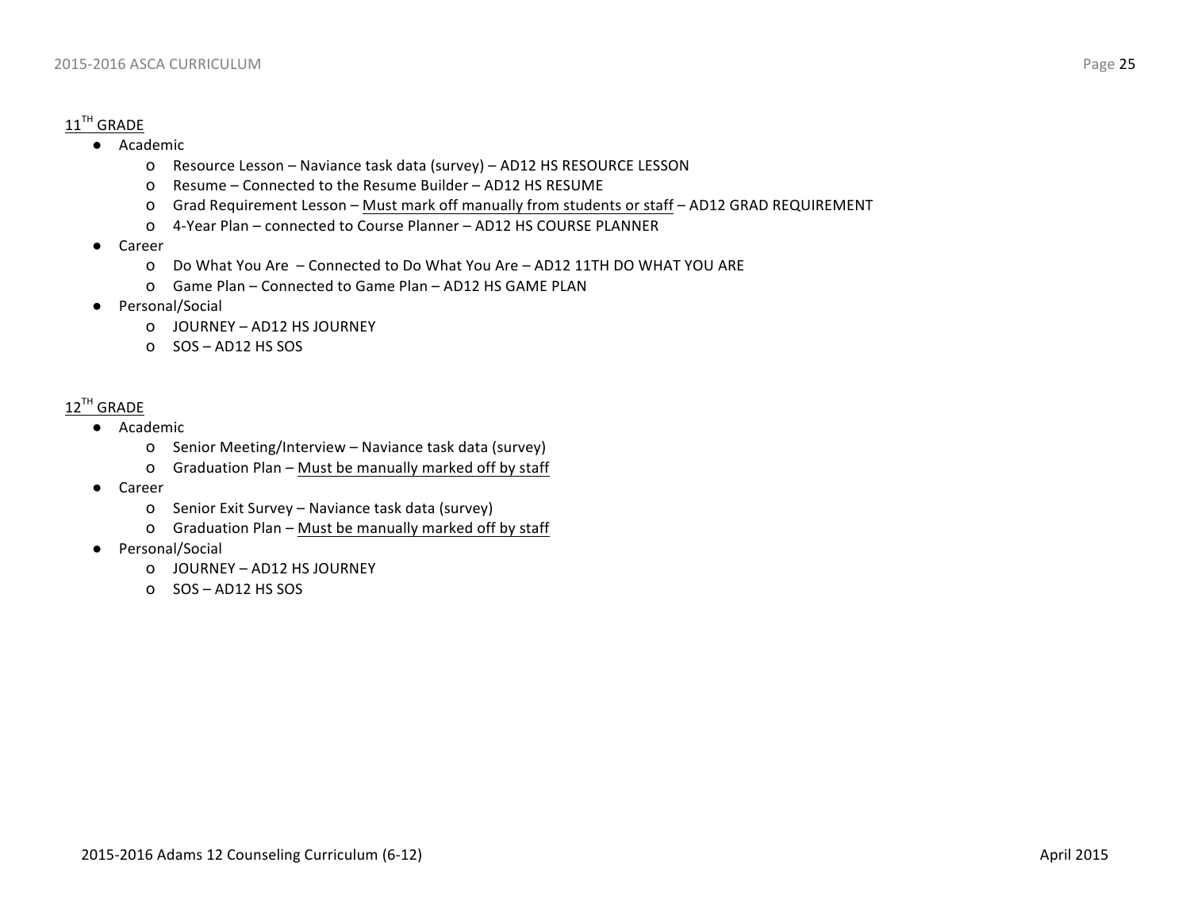## 11[TH] GRADE

- Academic
  - Resource Lesson – Naviance task data (survey) – AD12 HS RESOURCE LESSON
  - Resume – Connected to the Resume Builder – AD12 HS RESUME
  - Grad Requirement Lesson – Must mark off manually from students or staff – AD12 GRAD REQUIREMENT
  - 4-Year Plan – connected to Course Planner – AD12 HS COURSE PLANNER
- Career
  - Do What You Are – Connected to Do What You Are – AD12 11TH DO WHAT YOU ARE
  - Game Plan – Connected to Game Plan – AD12 HS GAME PLAN
- Personal/Social
  - JOURNEY – AD12 HS JOURNEY
  - SOS – AD12 HS SOS

## 12[TH] GRADE

- Academic
  - Senior Meeting/Interview – Naviance task data (survey)
  - Graduation Plan – Must be manually marked off by staff
- Career
  - Senior Exit Survey – Naviance task data (survey)
  - Graduation Plan – Must be manually marked off by staff
- Personal/Social
  - JOURNEY – AD12 HS JOURNEY
  - SOS – AD12 HS SOS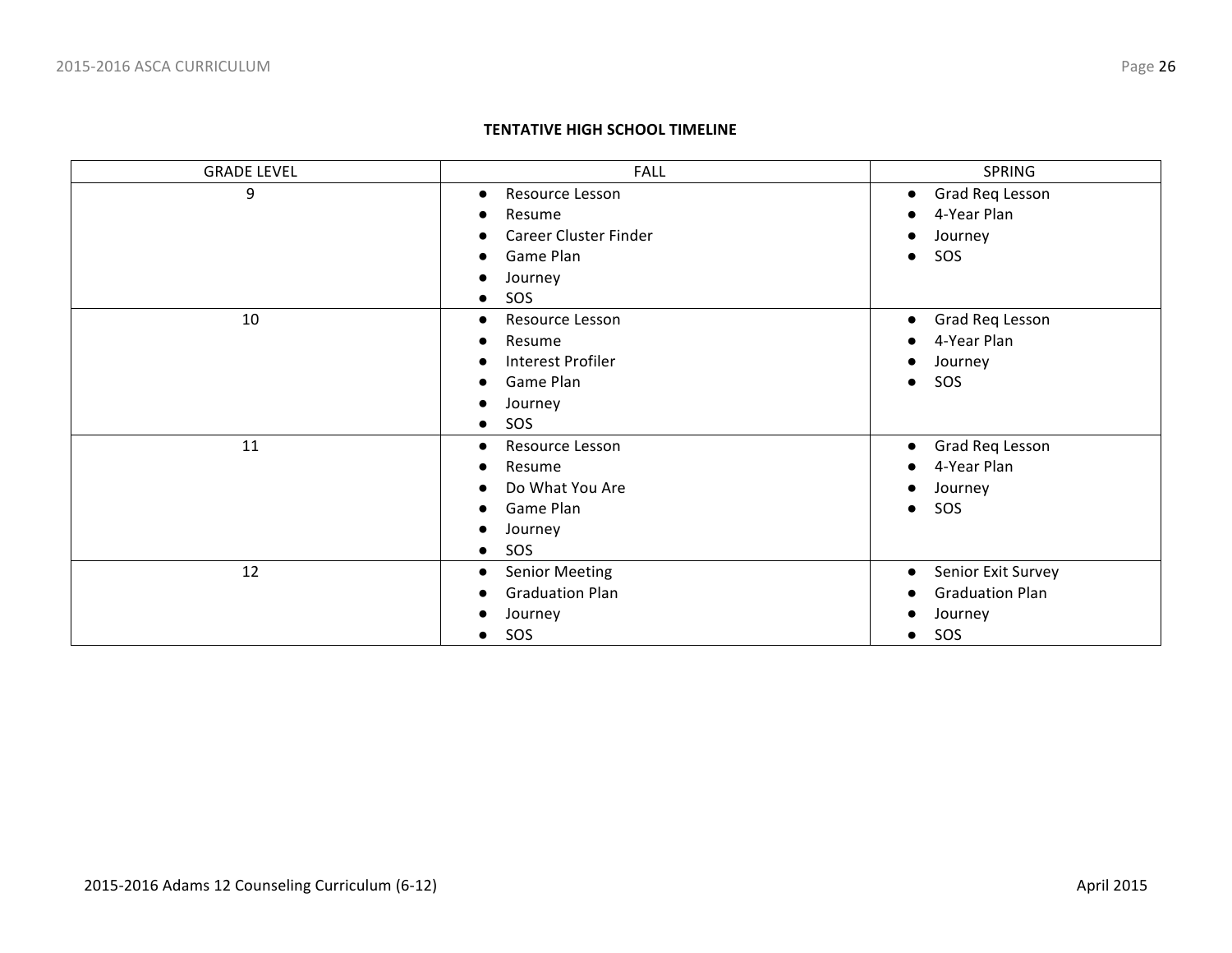**TENTATIVE HIGH SCHOOL TIMELINE**

| GRADE LEVEL | FALL | SPRING |
|---|---|---|
| 9 | • Resource Lesson<br>• Resume<br>• Career Cluster Finder<br>• Game Plan<br>• Journey<br>• SOS | • Grad Req Lesson<br>• 4-Year Plan<br>• Journey<br>• SOS |
| 10 | • Resource Lesson<br>• Resume<br>• Interest Profiler<br>• Game Plan<br>• Journey<br>• SOS | • Grad Req Lesson<br>• 4-Year Plan<br>• Journey<br>• SOS |
| 11 | • Resource Lesson<br>• Resume<br>• Do What You Are<br>• Game Plan<br>• Journey<br>• SOS | • Grad Req Lesson<br>• 4-Year Plan<br>• Journey<br>• SOS |
| 12 | • Senior Meeting<br>• Graduation Plan<br>• Journey<br>• SOS | • Senior Exit Survey<br>• Graduation Plan<br>• Journey<br>• SOS |